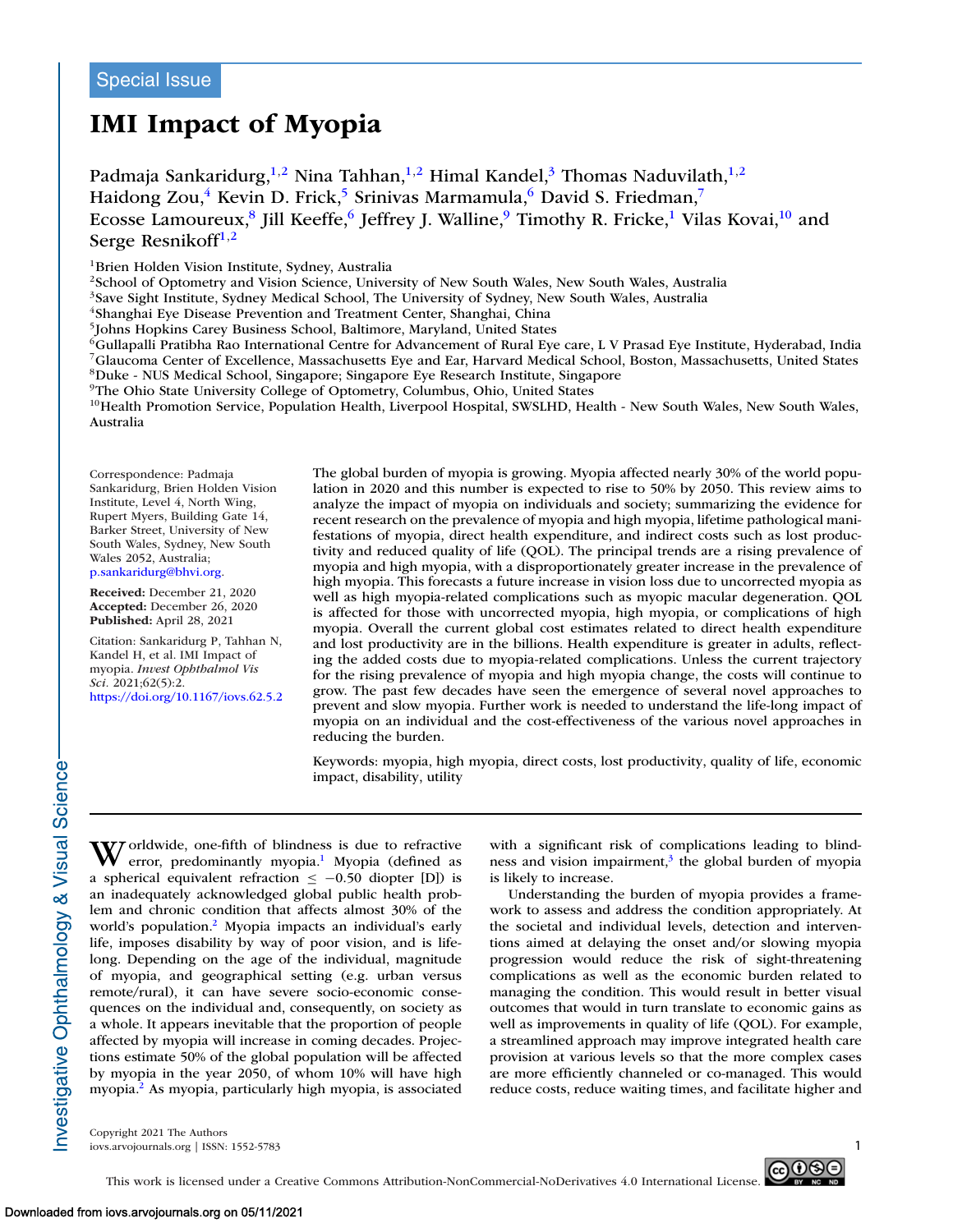Special Issue

# IMI Impact of Myopia

Padmaja Sankaridurg,[1,2] Nina Tahhan,[1,2] Himal Kandel,[3] Thomas Naduvilath,[1,2] Haidong Zou,[4] Kevin D. Frick,[5] Srinivas Marmamula,[6] David S. Friedman,[7] Ecosse Lamoureux,[8] Jill Keeffe,[6] Jeffrey J. Walline,[9] Timothy R. Fricke,[1] Vilas Kovai,[10] and Serge Resnikoff[1,2]

[1]Brien Holden Vision Institute, Sydney, Australia
[2]School of Optometry and Vision Science, University of New South Wales, New South Wales, Australia
[3]Save Sight Institute, Sydney Medical School, The University of Sydney, New South Wales, Australia
[4]Shanghai Eye Disease Prevention and Treatment Center, Shanghai, China
[5]Johns Hopkins Carey Business School, Baltimore, Maryland, United States
[6]Gullapalli Pratibha Rao International Centre for Advancement of Rural Eye care, L V Prasad Eye Institute, Hyderabad, India
[7]Glaucoma Center of Excellence, Massachusetts Eye and Ear, Harvard Medical School, Boston, Massachusetts, United States
[8]Duke - NUS Medical School, Singapore; Singapore Eye Research Institute, Singapore
[9]The Ohio State University College of Optometry, Columbus, Ohio, United States
[10]Health Promotion Service, Population Health, Liverpool Hospital, SWSLHD, Health - New South Wales, New South Wales, Australia

Correspondence: Padmaja Sankaridurg, Brien Holden Vision Institute, Level 4, North Wing, Rupert Myers, Building Gate 14, Barker Street, University of New South Wales, Sydney, New South Wales 2052, Australia; p.sankaridurg@bhvi.org.

**Received:** December 21, 2020
**Accepted:** December 26, 2020
**Published:** April 28, 2021

Citation: Sankaridurg P, Tahhan N, Kandel H, et al. IMI Impact of myopia. *Invest Ophthalmol Vis Sci.* 2021;62(5):2. https://doi.org/10.1167/iovs.62.5.2

The global burden of myopia is growing. Myopia affected nearly 30% of the world population in 2020 and this number is expected to rise to 50% by 2050. This review aims to analyze the impact of myopia on individuals and society; summarizing the evidence for recent research on the prevalence of myopia and high myopia, lifetime pathological manifestations of myopia, direct health expenditure, and indirect costs such as lost productivity and reduced quality of life (QOL). The principal trends are a rising prevalence of myopia and high myopia, with a disproportionately greater increase in the prevalence of high myopia. This forecasts a future increase in vision loss due to uncorrected myopia as well as high myopia-related complications such as myopic macular degeneration. QOL is affected for those with uncorrected myopia, high myopia, or complications of high myopia. Overall the current global cost estimates related to direct health expenditure and lost productivity are in the billions. Health expenditure is greater in adults, reflecting the added costs due to myopia-related complications. Unless the current trajectory for the rising prevalence of myopia and high myopia change, the costs will continue to grow. The past few decades have seen the emergence of several novel approaches to prevent and slow myopia. Further work is needed to understand the life-long impact of myopia on an individual and the cost-effectiveness of the various novel approaches in reducing the burden.

Keywords: myopia, high myopia, direct costs, lost productivity, quality of life, economic impact, disability, utility

Worldwide, one-fifth of blindness is due to refractive error, predominantly myopia.[1] Myopia (defined as a spherical equivalent refraction $\leq -0.50$ diopter [D]) is an inadequately acknowledged global public health problem and chronic condition that affects almost 30% of the world's population.[2] Myopia impacts an individual's early life, imposes disability by way of poor vision, and is lifelong. Depending on the age of the individual, magnitude of myopia, and geographical setting (e.g. urban versus remote/rural), it can have severe socio-economic consequences on the individual and, consequently, on society as a whole. It appears inevitable that the proportion of people affected by myopia will increase in coming decades. Projections estimate 50% of the global population will be affected by myopia in the year 2050, of whom 10% will have high myopia.[2] As myopia, particularly high myopia, is associated with a significant risk of complications leading to blindness and vision impairment,[3] the global burden of myopia is likely to increase.

Understanding the burden of myopia provides a framework to assess and address the condition appropriately. At the societal and individual levels, detection and interventions aimed at delaying the onset and/or slowing myopia progression would reduce the risk of sight-threatening complications as well as the economic burden related to managing the condition. This would result in better visual outcomes that would in turn translate to economic gains as well as improvements in quality of life (QOL). For example, a streamlined approach may improve integrated health care provision at various levels so that the more complex cases are more efficiently channeled or co-managed. This would reduce costs, reduce waiting times, and facilitate higher and

Copyright 2021 The Authors
iovs.arvojournals.org | ISSN: 1552-5783

This work is licensed under a Creative Commons Attribution-NonCommercial-NoDerivatives 4.0 International License.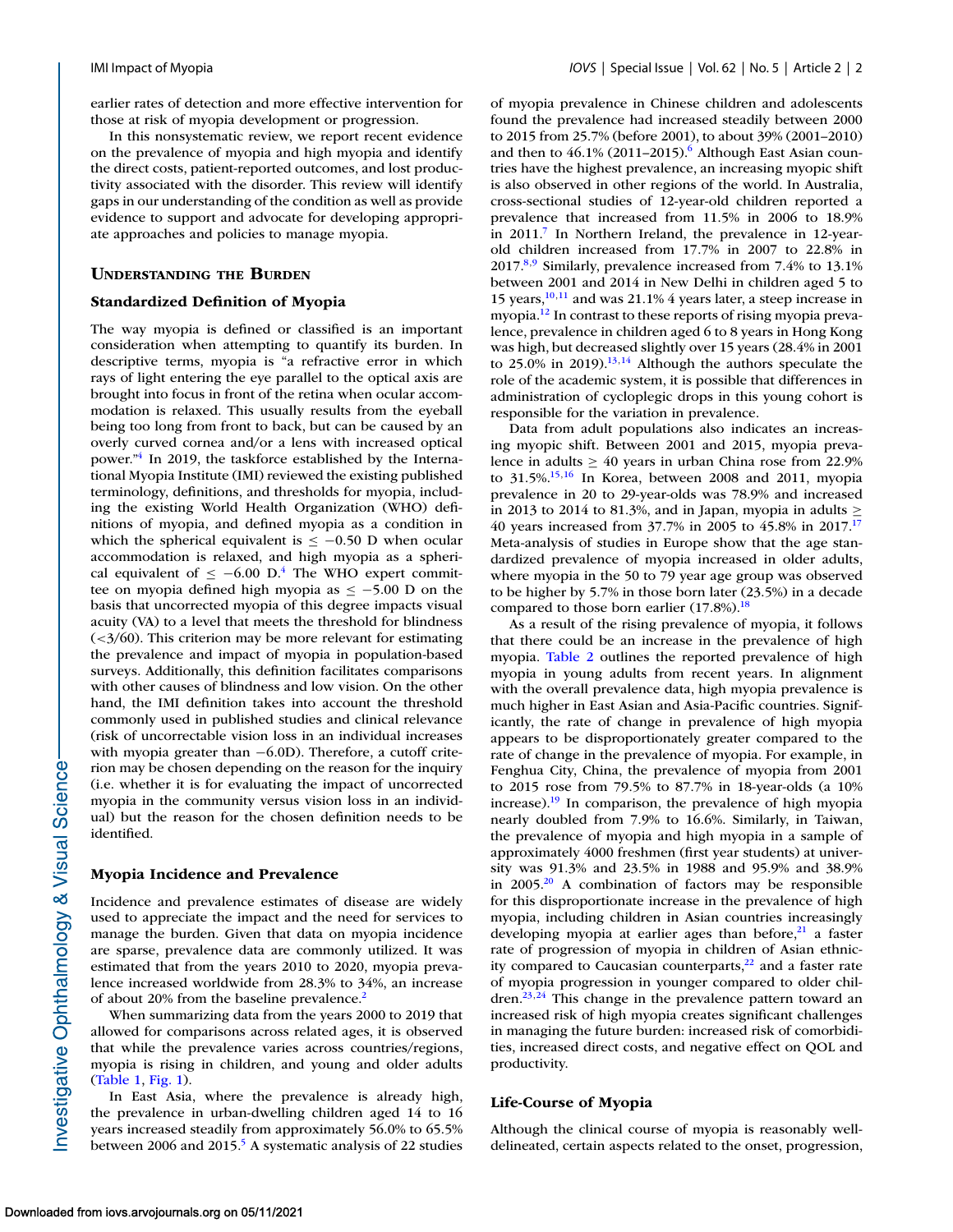earlier rates of detection and more effective intervention for those at risk of myopia development or progression.

In this nonsystematic review, we report recent evidence on the prevalence of myopia and high myopia and identify the direct costs, patient-reported outcomes, and lost productivity associated with the disorder. This review will identify gaps in our understanding of the condition as well as provide evidence to support and advocate for developing appropriate approaches and policies to manage myopia.

## Understanding the Burden

### Standardized Definition of Myopia

The way myopia is defined or classified is an important consideration when attempting to quantify its burden. In descriptive terms, myopia is "a refractive error in which rays of light entering the eye parallel to the optical axis are brought into focus in front of the retina when ocular accommodation is relaxed. This usually results from the eyeball being too long from front to back, but can be caused by an overly curved cornea and/or a lens with increased optical power."[4] In 2019, the taskforce established by the International Myopia Institute (IMI) reviewed the existing published terminology, definitions, and thresholds for myopia, including the existing World Health Organization (WHO) definitions of myopia, and defined myopia as a condition in which the spherical equivalent is $\leq -0.50$ D when ocular accommodation is relaxed, and high myopia as a spherical equivalent of $\leq -6.00$ D.[4] The WHO expert committee on myopia defined high myopia as $\leq -5.00$ D on the basis that uncorrected myopia of this degree impacts visual acuity (VA) to a level that meets the threshold for blindness (<3/60). This criterion may be more relevant for estimating the prevalence and impact of myopia in population-based surveys. Additionally, this definition facilitates comparisons with other causes of blindness and low vision. On the other hand, the IMI definition takes into account the threshold commonly used in published studies and clinical relevance (risk of uncorrectable vision loss in an individual increases with myopia greater than −6.0D). Therefore, a cutoff criterion may be chosen depending on the reason for the inquiry (i.e. whether it is for evaluating the impact of uncorrected myopia in the community versus vision loss in an individual) but the reason for the chosen definition needs to be identified.

### Myopia Incidence and Prevalence

Incidence and prevalence estimates of disease are widely used to appreciate the impact and the need for services to manage the burden. Given that data on myopia incidence are sparse, prevalence data are commonly utilized. It was estimated that from the years 2010 to 2020, myopia prevalence increased worldwide from 28.3% to 34%, an increase of about 20% from the baseline prevalence.[2]

When summarizing data from the years 2000 to 2019 that allowed for comparisons across related ages, it is observed that while the prevalence varies across countries/regions, myopia is rising in children, and young and older adults (Table 1, Fig. 1).

In East Asia, where the prevalence is already high, the prevalence in urban-dwelling children aged 14 to 16 years increased steadily from approximately 56.0% to 65.5% between 2006 and 2015.[5] A systematic analysis of 22 studies of myopia prevalence in Chinese children and adolescents found the prevalence had increased steadily between 2000 to 2015 from 25.7% (before 2001), to about 39% (2001–2010) and then to 46.1% (2011–2015).[6] Although East Asian countries have the highest prevalence, an increasing myopic shift is also observed in other regions of the world. In Australia, cross-sectional studies of 12-year-old children reported a prevalence that increased from 11.5% in 2006 to 18.9% in 2011.[7] In Northern Ireland, the prevalence in 12-year-old children increased from 17.7% in 2007 to 22.8% in 2017.[8,9] Similarly, prevalence increased from 7.4% to 13.1% between 2001 and 2014 in New Delhi in children aged 5 to 15 years,[10,11] and was 21.1% 4 years later, a steep increase in myopia.[12] In contrast to these reports of rising myopia prevalence, prevalence in children aged 6 to 8 years in Hong Kong was high, but decreased slightly over 15 years (28.4% in 2001 to 25.0% in 2019).[13,14] Although the authors speculate the role of the academic system, it is possible that differences in administration of cycloplegic drops in this young cohort is responsible for the variation in prevalence.

Data from adult populations also indicates an increasing myopic shift. Between 2001 and 2015, myopia prevalence in adults $\geq$ 40 years in urban China rose from 22.9% to 31.5%.[15,16] In Korea, between 2008 and 2011, myopia prevalence in 20 to 29-year-olds was 78.9% and increased in 2013 to 2014 to 81.3%, and in Japan, myopia in adults $\geq$ 40 years increased from 37.7% in 2005 to 45.8% in 2017.[17] Meta-analysis of studies in Europe show that the age standardized prevalence of myopia increased in older adults, where myopia in the 50 to 79 year age group was observed to be higher by 5.7% in those born later (23.5%) in a decade compared to those born earlier (17.8%).[18]

As a result of the rising prevalence of myopia, it follows that there could be an increase in the prevalence of high myopia. Table 2 outlines the reported prevalence of high myopia in young adults from recent years. In alignment with the overall prevalence data, high myopia prevalence is much higher in East Asian and Asia-Pacific countries. Significantly, the rate of change in prevalence of high myopia appears to be disproportionately greater compared to the rate of change in the prevalence of myopia. For example, in Fenghua City, China, the prevalence of myopia from 2001 to 2015 rose from 79.5% to 87.7% in 18-year-olds (a 10% increase).[19] In comparison, the prevalence of high myopia nearly doubled from 7.9% to 16.6%. Similarly, in Taiwan, the prevalence of myopia and high myopia in a sample of approximately 4000 freshmen (first year students) at university was 91.3% and 23.5% in 1988 and 95.9% and 38.9% in 2005.[20] A combination of factors may be responsible for this disproportionate increase in the prevalence of high myopia, including children in Asian countries increasingly developing myopia at earlier ages than before,[21] a faster rate of progression of myopia in children of Asian ethnicity compared to Caucasian counterparts,[22] and a faster rate of myopia progression in younger compared to older children.[23,24] This change in the prevalence pattern toward an increased risk of high myopia creates significant challenges in managing the future burden: increased risk of comorbidities, increased direct costs, and negative effect on QOL and productivity.

### Life-Course of Myopia

Although the clinical course of myopia is reasonably well-delineated, certain aspects related to the onset, progression,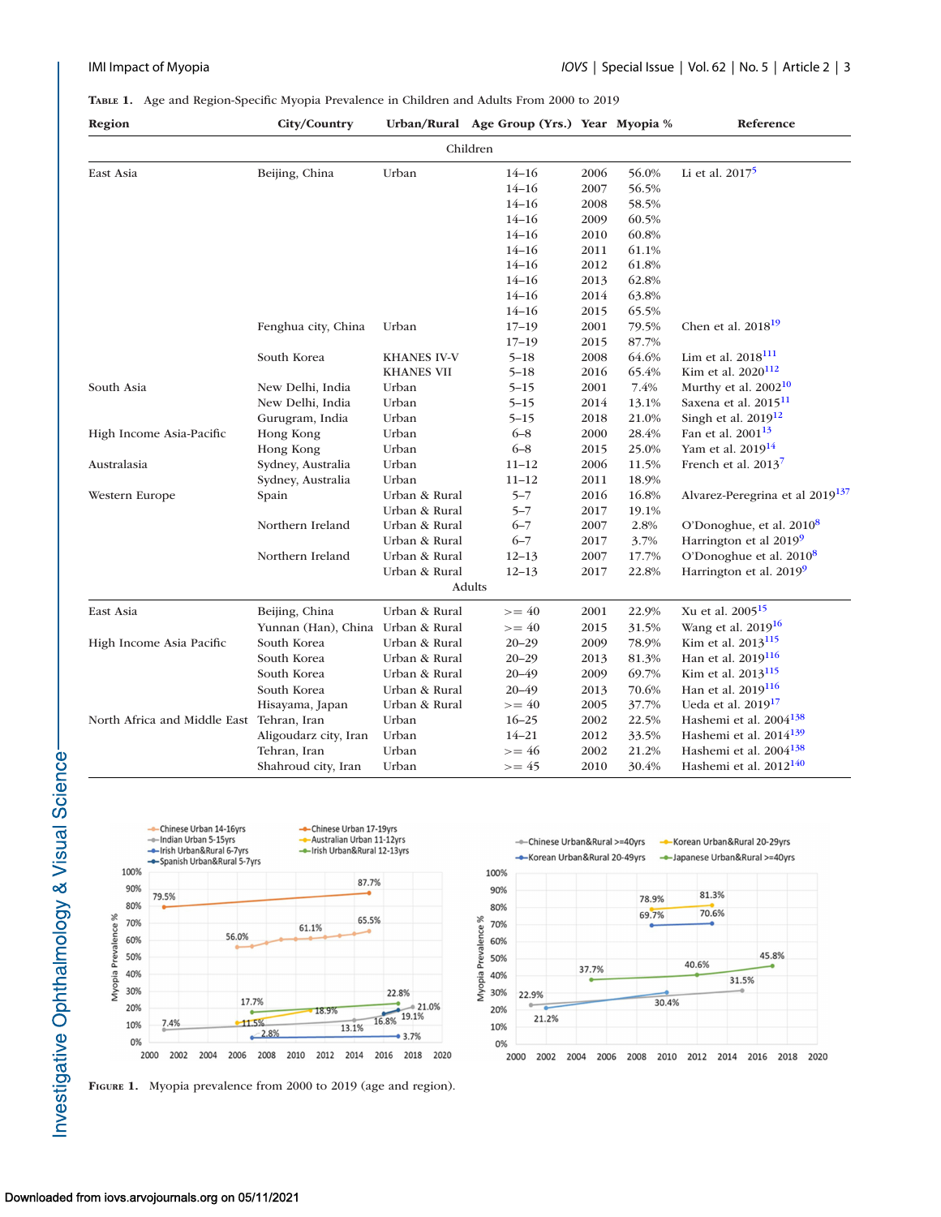**Table 1.** Age and Region-Specific Myopia Prevalence in Children and Adults From 2000 to 2019

| Region | City/Country | Urban/Rural | Age Group (Yrs.) | Year | Myopia % | Reference |
|---|---|---|---|---|---|---|
| | | | Children | | | |
| East Asia | Beijing, China | Urban | 14–16 | 2006 | 56.0% | Li et al. 2017[5] |
| | | | 14–16 | 2007 | 56.5% | |
| | | | 14–16 | 2008 | 58.5% | |
| | | | 14–16 | 2009 | 60.5% | |
| | | | 14–16 | 2010 | 60.8% | |
| | | | 14–16 | 2011 | 61.1% | |
| | | | 14–16 | 2012 | 61.8% | |
| | | | 14–16 | 2013 | 62.8% | |
| | | | 14–16 | 2014 | 63.8% | |
| | | | 14–16 | 2015 | 65.5% | |
| | Fenghua city, China | Urban | 17–19 | 2001 | 79.5% | Chen et al. 2018[19] |
| | | | 17–19 | 2015 | 87.7% | |
| | South Korea | KHANES IV-V | 5–18 | 2008 | 64.6% | Lim et al. 2018[111] |
| | | KHANES VII | 5–18 | 2016 | 65.4% | Kim et al. 2020[112] |
| South Asia | New Delhi, India | Urban | 5–15 | 2001 | 7.4% | Murthy et al. 2002[10] |
| | New Delhi, India | Urban | 5–15 | 2014 | 13.1% | Saxena et al. 2015[11] |
| | Gurugram, India | Urban | 5–15 | 2018 | 21.0% | Singh et al. 2019[12] |
| High Income Asia-Pacific | Hong Kong | Urban | 6–8 | 2000 | 28.4% | Fan et al. 2001[13] |
| | Hong Kong | Urban | 6–8 | 2015 | 25.0% | Yam et al. 2019[14] |
| Australasia | Sydney, Australia | Urban | 11–12 | 2006 | 11.5% | French et al. 2013[7] |
| | Sydney, Australia | Urban | 11–12 | 2011 | 18.9% | |
| Western Europe | Spain | Urban & Rural | 5–7 | 2016 | 16.8% | Alvarez-Peregrina et al 2019[137] |
| | | Urban & Rural | 5–7 | 2017 | 19.1% | |
| | Northern Ireland | Urban & Rural | 6–7 | 2007 | 2.8% | O'Donoghue, et al. 2010[8] |
| | | Urban & Rural | 6–7 | 2017 | 3.7% | Harrington et al 2019[9] |
| | Northern Ireland | Urban & Rural | 12–13 | 2007 | 17.7% | O'Donoghue et al. 2010[8] |
| | | Urban & Rural | 12–13 | 2017 | 22.8% | Harrington et al. 2019[9] |
| | | | Adults | | | |
| East Asia | Beijing, China | Urban & Rural | >= 40 | 2001 | 22.9% | Xu et al. 2005[15] |
| | Yunnan (Han), China | Urban & Rural | >= 40 | 2015 | 31.5% | Wang et al. 2019[16] |
| High Income Asia Pacific | South Korea | Urban & Rural | 20–29 | 2009 | 78.9% | Kim et al. 2013[115] |
| | South Korea | Urban & Rural | 20–29 | 2013 | 81.3% | Han et al. 2019[116] |
| | South Korea | Urban & Rural | 20–49 | 2009 | 69.7% | Kim et al. 2013[115] |
| | South Korea | Urban & Rural | 20–49 | 2013 | 70.6% | Han et al. 2019[116] |
| | Hisayama, Japan | Urban & Rural | >= 40 | 2005 | 37.7% | Ueda et al. 2019[17] |
| North Africa and Middle East | Tehran, Iran | Urban | 16–25 | 2002 | 22.5% | Hashemi et al. 2004[138] |
| | Aligoudarz city, Iran | Urban | 14–21 | 2012 | 33.5% | Hashemi et al. 2014[139] |
| | Tehran, Iran | Urban | >= 46 | 2002 | 21.2% | Hashemi et al. 2004[138] |
| | Shahroud city, Iran | Urban | >= 45 | 2010 | 30.4% | Hashemi et al. 2012[140] |

**Figure 1.** Myopia prevalence from 2000 to 2019 (age and region).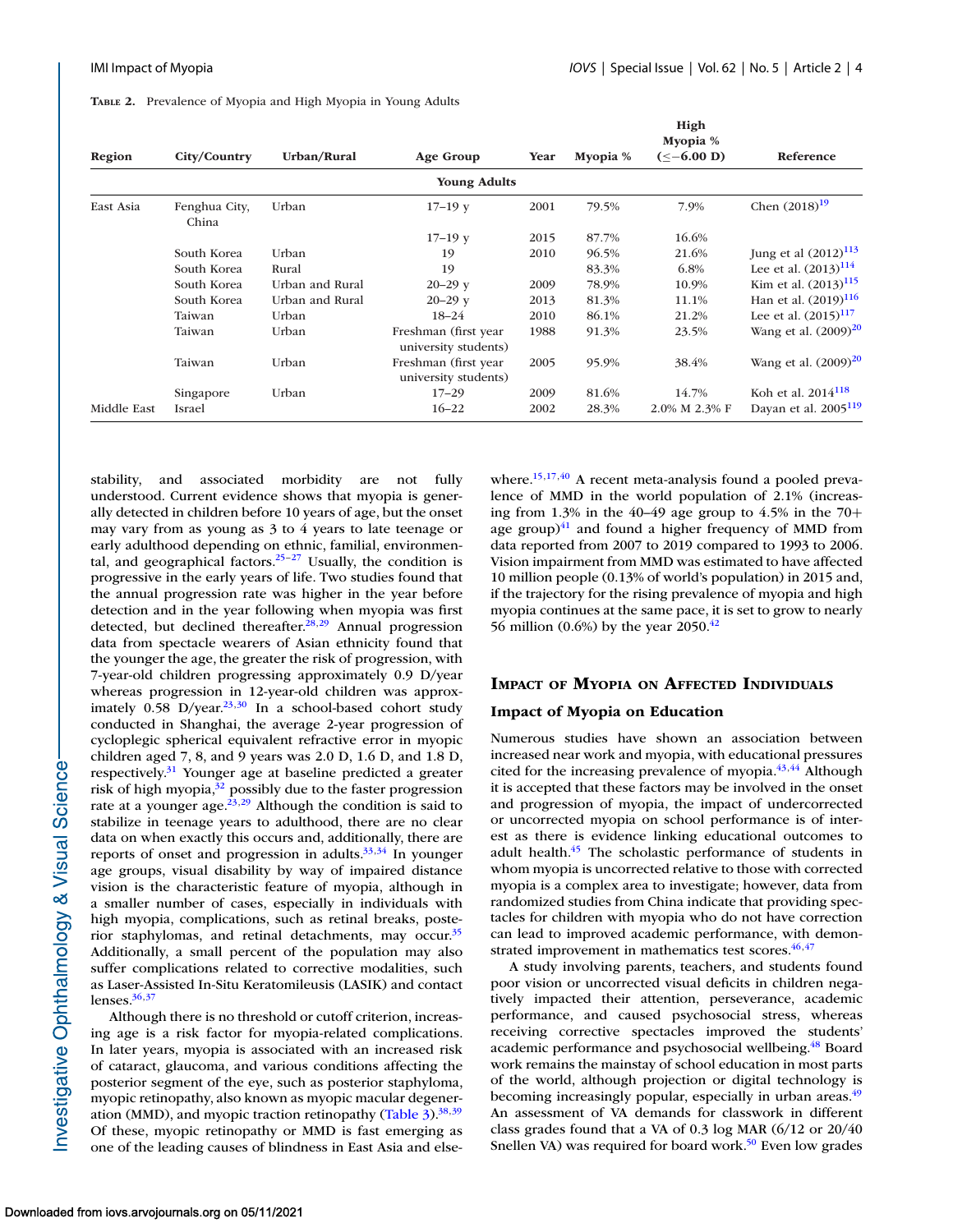**Table 2.** Prevalence of Myopia and High Myopia in Young Adults

| Region | City/Country | Urban/Rural | Age Group | Year | Myopia % | High Myopia % (≤−6.00 D) | Reference |
|---|---|---|---|---|---|---|---|
| | | | **Young Adults** | | | | |
| East Asia | Fenghua City, China | Urban | 17–19 y | 2001 | 79.5% | 7.9% | Chen (2018)[19] |
| | | | 17–19 y | 2015 | 87.7% | 16.6% | |
| | South Korea | Urban | 19 | 2010 | 96.5% | 21.6% | Jung et al (2012)[113] |
| | South Korea | Rural | 19 | | 83.3% | 6.8% | Lee et al. (2013)[114] |
| | South Korea | Urban and Rural | 20–29 y | 2009 | 78.9% | 10.9% | Kim et al. (2013)[115] |
| | South Korea | Urban and Rural | 20–29 y | 2013 | 81.3% | 11.1% | Han et al. (2019)[116] |
| | Taiwan | Urban | 18–24 | 2010 | 86.1% | 21.2% | Lee et al. (2015)[117] |
| | Taiwan | Urban | Freshman (first year university students) | 1988 | 91.3% | 23.5% | Wang et al. (2009)[20] |
| | Taiwan | Urban | Freshman (first year university students) | 2005 | 95.9% | 38.4% | Wang et al. (2009)[20] |
| | Singapore | Urban | 17–29 | 2009 | 81.6% | 14.7% | Koh et al. 2014[118] |
| Middle East | Israel | | 16–22 | 2002 | 28.3% | 2.0% M 2.3% F | Dayan et al. 2005[119] |

stability, and associated morbidity are not fully understood. Current evidence shows that myopia is generally detected in children before 10 years of age, but the onset may vary from as young as 3 to 4 years to late teenage or early adulthood depending on ethnic, familial, environmental, and geographical factors.[25–27] Usually, the condition is progressive in the early years of life. Two studies found that the annual progression rate was higher in the year before detection and in the year following when myopia was first detected, but declined thereafter.[28,29] Annual progression data from spectacle wearers of Asian ethnicity found that the younger the age, the greater the risk of progression, with 7-year-old children progressing approximately 0.9 D/year whereas progression in 12-year-old children was approximately 0.58 D/year.[23,30] In a school-based cohort study conducted in Shanghai, the average 2-year progression of cycloplegic spherical equivalent refractive error in myopic children aged 7, 8, and 9 years was 2.0 D, 1.6 D, and 1.8 D, respectively.[31] Younger age at baseline predicted a greater risk of high myopia,[32] possibly due to the faster progression rate at a younger age.[23,29] Although the condition is said to stabilize in teenage years to adulthood, there are no clear data on when exactly this occurs and, additionally, there are reports of onset and progression in adults.[33,34] In younger age groups, visual disability by way of impaired distance vision is the characteristic feature of myopia, although in a smaller number of cases, especially in individuals with high myopia, complications, such as retinal breaks, posterior staphylomas, and retinal detachments, may occur.[35] Additionally, a small percent of the population may also suffer complications related to corrective modalities, such as Laser-Assisted In-Situ Keratomileusis (LASIK) and contact lenses.[36,37]

Although there is no threshold or cutoff criterion, increasing age is a risk factor for myopia-related complications. In later years, myopia is associated with an increased risk of cataract, glaucoma, and various conditions affecting the posterior segment of the eye, such as posterior staphyloma, myopic retinopathy, also known as myopic macular degeneration (MMD), and myopic traction retinopathy (Table 3).[38,39] Of these, myopic retinopathy or MMD is fast emerging as one of the leading causes of blindness in East Asia and elsewhere.[15,17,40] A recent meta-analysis found a pooled prevalence of MMD in the world population of 2.1% (increasing from 1.3% in the 40–49 age group to 4.5% in the 70+ age group)[41] and found a higher frequency of MMD from data reported from 2007 to 2019 compared to 1993 to 2006. Vision impairment from MMD was estimated to have affected 10 million people (0.13% of world's population) in 2015 and, if the trajectory for the rising prevalence of myopia and high myopia continues at the same pace, it is set to grow to nearly 56 million (0.6%) by the year 2050.[42]

## Impact of Myopia on Affected Individuals

### Impact of Myopia on Education

Numerous studies have shown an association between increased near work and myopia, with educational pressures cited for the increasing prevalence of myopia.[43,44] Although it is accepted that these factors may be involved in the onset and progression of myopia, the impact of undercorrected or uncorrected myopia on school performance is of interest as there is evidence linking educational outcomes to adult health.[45] The scholastic performance of students in whom myopia is uncorrected relative to those with corrected myopia is a complex area to investigate; however, data from randomized studies from China indicate that providing spectacles for children with myopia who do not have correction can lead to improved academic performance, with demonstrated improvement in mathematics test scores.[46,47]

A study involving parents, teachers, and students found poor vision or uncorrected visual deficits in children negatively impacted their attention, perseverance, academic performance, and caused psychosocial stress, whereas receiving corrective spectacles improved the students' academic performance and psychosocial wellbeing.[48] Board work remains the mainstay of school education in most parts of the world, although projection or digital technology is becoming increasingly popular, especially in urban areas.[49] An assessment of VA demands for classwork in different class grades found that a VA of 0.3 log MAR (6/12 or 20/40 Snellen VA) was required for board work.[50] Even low grades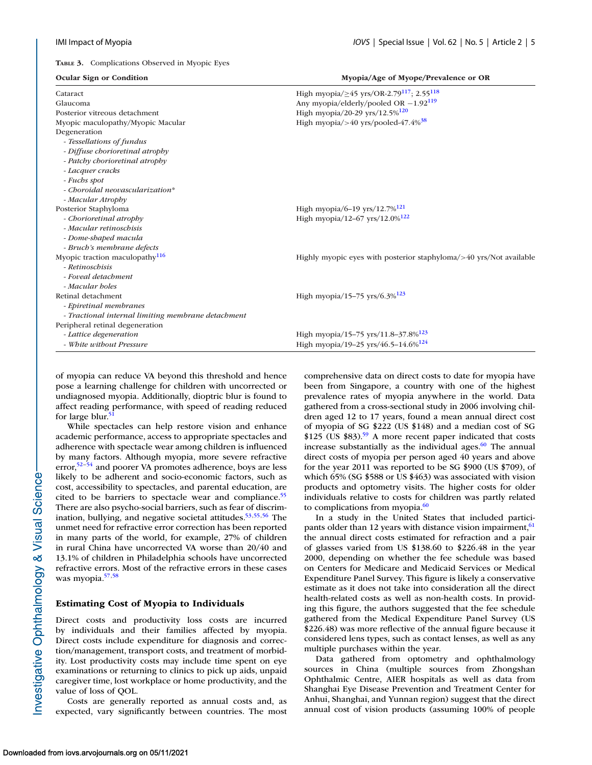**Table 3.** Complications Observed in Myopic Eyes

| Ocular Sign or Condition | Myopia/Age of Myope/Prevalence or OR |
|---|---|
| Cataract | High myopia/≥45 yrs/OR-2.79[117]; 2.55[118] |
| Glaucoma | Any myopia/elderly/pooled OR −1.92[119] |
| Posterior vitreous detachment | High myopia/20-29 yrs/12.5%[120] |
| Myopic maculopathy/Myopic Macular Degeneration | High myopia/>40 yrs/pooled-47.4%[38] |
| *- Tessellations of fundus* | |
| *- Diffuse chorioretinal atrophy* | |
| *- Patchy chorioretinal atrophy* | |
| *- Lacquer cracks* | |
| *- Fuchs spot* | |
| *- Choroidal neovascularization\** | |
| *- Macular Atrophy* | |
| Posterior Staphyloma | High myopia/6–19 yrs/12.7%[121] |
| *- Chorioretinal atrophy* | High myopia/12–67 yrs/12.0%[122] |
| *- Macular retinoschisis* | |
| *- Dome-shaped macula* | |
| *- Bruch's membrane defects* | |
| Myopic traction maculopathy[116] | Highly myopic eyes with posterior staphyloma/>40 yrs/Not available |
| *- Retinoschisis* | |
| *- Foveal detachment* | |
| *- Macular holes* | |
| Retinal detachment | High myopia/15–75 yrs/6.3%[123] |
| *- Epiretinal membranes* | |
| *- Tractional internal limiting membrane detachment* | |
| Peripheral retinal degeneration | |
| *- Lattice degeneration* | High myopia/15–75 yrs/11.8–37.8%[123] |
| *- White without Pressure* | High myopia/19–25 yrs/46.5–14.6%[124] |

of myopia can reduce VA beyond this threshold and hence pose a learning challenge for children with uncorrected or undiagnosed myopia. Additionally, dioptric blur is found to affect reading performance, with speed of reading reduced for large blur.[51]

While spectacles can help restore vision and enhance academic performance, access to appropriate spectacles and adherence with spectacle wear among children is influenced by many factors. Although myopia, more severe refractive error,[52–54] and poorer VA promotes adherence, boys are less likely to be adherent and socio-economic factors, such as cost, accessibility to spectacles, and parental education, are cited to be barriers to spectacle wear and compliance.[55] There are also psycho-social barriers, such as fear of discrimination, bullying, and negative societal attitudes.[53,55,56] The unmet need for refractive error correction has been reported in many parts of the world, for example, 27% of children in rural China have uncorrected VA worse than 20/40 and 13.1% of children in Philadelphia schools have uncorrected refractive errors. Most of the refractive errors in these cases was myopia.[57,58]

## Estimating Cost of Myopia to Individuals

Direct costs and productivity loss costs are incurred by individuals and their families affected by myopia. Direct costs include expenditure for diagnosis and correction/management, transport costs, and treatment of morbidity. Lost productivity costs may include time spent on eye examinations or returning to clinics to pick up aids, unpaid caregiver time, lost workplace or home productivity, and the value of loss of QOL.

Costs are generally reported as annual costs and, as expected, vary significantly between countries. The most comprehensive data on direct costs to date for myopia have been from Singapore, a country with one of the highest prevalence rates of myopia anywhere in the world. Data gathered from a cross-sectional study in 2006 involving children aged 12 to 17 years, found a mean annual direct cost of myopia of SG \$222 (US \$148) and a median cost of SG \$125 (US \$83).[59] A more recent paper indicated that costs increase substantially as the individual ages.[60] The annual direct costs of myopia per person aged 40 years and above for the year 2011 was reported to be SG \$900 (US \$709), of which 65% (SG \$588 or US \$463) was associated with vision products and optometry visits. The higher costs for older individuals relative to costs for children was partly related to complications from myopia.[60]

In a study in the United States that included participants older than 12 years with distance vision impairment,[61] the annual direct costs estimated for refraction and a pair of glasses varied from US \$138.60 to \$226.48 in the year 2000, depending on whether the fee schedule was based on Centers for Medicare and Medicaid Services or Medical Expenditure Panel Survey. This figure is likely a conservative estimate as it does not take into consideration all the direct health-related costs as well as non-health costs. In providing this figure, the authors suggested that the fee schedule gathered from the Medical Expenditure Panel Survey (US \$226.48) was more reflective of the annual figure because it considered lens types, such as contact lenses, as well as any multiple purchases within the year.

Data gathered from optometry and ophthalmology sources in China (multiple sources from Zhongshan Ophthalmic Centre, AIER hospitals as well as data from Shanghai Eye Disease Prevention and Treatment Center for Anhui, Shanghai, and Yunnan region) suggest that the direct annual cost of vision products (assuming 100% of people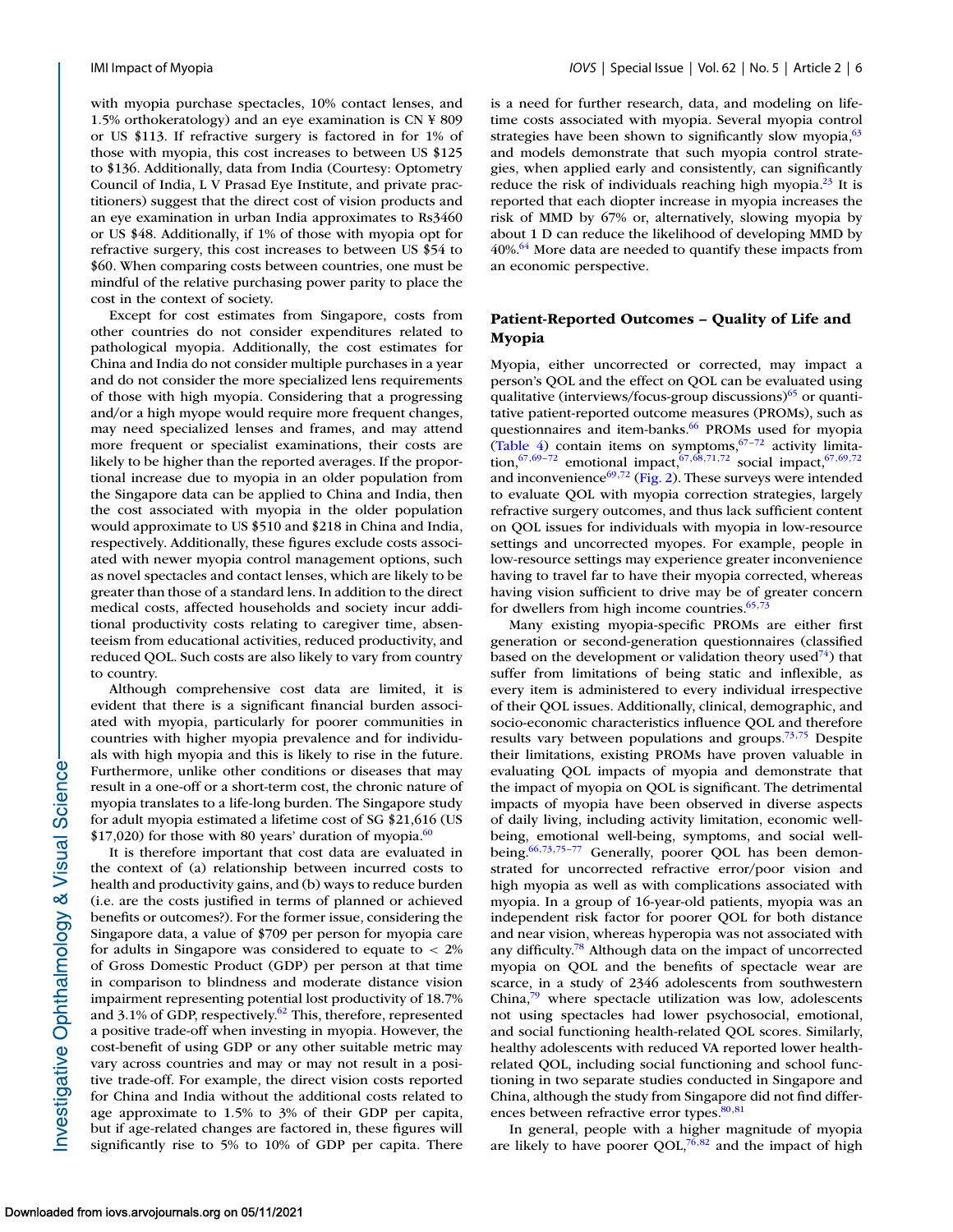with myopia purchase spectacles, 10% contact lenses, and 1.5% orthokeratology) and an eye examination is CN ¥ 809 or US $113. If refractive surgery is factored in for 1% of those with myopia, this cost increases to between US $125 to $136. Additionally, data from India (Courtesy: Optometry Council of India, L V Prasad Eye Institute, and private practitioners) suggest that the direct cost of vision products and an eye examination in urban India approximates to Rs3460 or US $48. Additionally, if 1% of those with myopia opt for refractive surgery, this cost increases to between US $54 to $60. When comparing costs between countries, one must be mindful of the relative purchasing power parity to place the cost in the context of society.

Except for cost estimates from Singapore, costs from other countries do not consider expenditures related to pathological myopia. Additionally, the cost estimates for China and India do not consider multiple purchases in a year and do not consider the more specialized lens requirements of those with high myopia. Considering that a progressing and/or a high myope would require more frequent changes, may need specialized lenses and frames, and may attend more frequent or specialist examinations, their costs are likely to be higher than the reported averages. If the proportional increase due to myopia in an older population from the Singapore data can be applied to China and India, then the cost associated with myopia in the older population would approximate to US $510 and $218 in China and India, respectively. Additionally, these figures exclude costs associated with newer myopia control management options, such as novel spectacles and contact lenses, which are likely to be greater than those of a standard lens. In addition to the direct medical costs, affected households and society incur additional productivity costs relating to caregiver time, absenteeism from educational activities, reduced productivity, and reduced QOL. Such costs are also likely to vary from country to country.

Although comprehensive cost data are limited, it is evident that there is a significant financial burden associated with myopia, particularly for poorer communities in countries with higher myopia prevalence and for individuals with high myopia and this is likely to rise in the future. Furthermore, unlike other conditions or diseases that may result in a one-off or a short-term cost, the chronic nature of myopia translates to a life-long burden. The Singapore study for adult myopia estimated a lifetime cost of SG $21,616 (US $17,020) for those with 80 years' duration of myopia.[60]

It is therefore important that cost data are evaluated in the context of (a) relationship between incurred costs to health and productivity gains, and (b) ways to reduce burden (i.e. are the costs justified in terms of planned or achieved benefits or outcomes?). For the former issue, considering the Singapore data, a value of $709 per person for myopia care for adults in Singapore was considered to equate to < 2% of Gross Domestic Product (GDP) per person at that time in comparison to blindness and moderate distance vision impairment representing potential lost productivity of 18.7% and 3.1% of GDP, respectively.[62] This, therefore, represented a positive trade-off when investing in myopia. However, the cost-benefit of using GDP or any other suitable metric may vary across countries and may or may not result in a positive trade-off. For example, the direct vision costs reported for China and India without the additional costs related to age approximate to 1.5% to 3% of their GDP per capita, but if age-related changes are factored in, these figures will significantly rise to 5% to 10% of GDP per capita. There is a need for further research, data, and modeling on lifetime costs associated with myopia. Several myopia control strategies have been shown to significantly slow myopia,[63] and models demonstrate that such myopia control strategies, when applied early and consistently, can significantly reduce the risk of individuals reaching high myopia.[23] It is reported that each diopter increase in myopia increases the risk of MMD by 67% or, alternatively, slowing myopia by about 1 D can reduce the likelihood of developing MMD by 40%.[64] More data are needed to quantify these impacts from an economic perspective.

## Patient-Reported Outcomes – Quality of Life and Myopia

Myopia, either uncorrected or corrected, may impact a person's QOL and the effect on QOL can be evaluated using qualitative (interviews/focus-group discussions)[65] or quantitative patient-reported outcome measures (PROMs), such as questionnaires and item-banks.[66] PROMs used for myopia (Table 4) contain items on symptoms,[67–72] activity limitation,[67,69–72] emotional impact,[67,68,71,72] social impact,[67,69,72] and inconvenience[69,72] (Fig. 2). These surveys were intended to evaluate QOL with myopia correction strategies, largely refractive surgery outcomes, and thus lack sufficient content on QOL issues for individuals with myopia in low-resource settings and uncorrected myopes. For example, people in low-resource settings may experience greater inconvenience having to travel far to have their myopia corrected, whereas having vision sufficient to drive may be of greater concern for dwellers from high income countries.[65,73]

Many existing myopia-specific PROMs are either first generation or second-generation questionnaires (classified based on the development or validation theory used[74]) that suffer from limitations of being static and inflexible, as every item is administered to every individual irrespective of their QOL issues. Additionally, clinical, demographic, and socio-economic characteristics influence QOL and therefore results vary between populations and groups.[73,75] Despite their limitations, existing PROMs have proven valuable in evaluating QOL impacts of myopia and demonstrate that the impact of myopia on QOL is significant. The detrimental impacts of myopia have been observed in diverse aspects of daily living, including activity limitation, economic well-being, emotional well-being, symptoms, and social well-being.[66,73,75–77] Generally, poorer QOL has been demonstrated for uncorrected refractive error/poor vision and high myopia as well as with complications associated with myopia. In a group of 16-year-old patients, myopia was an independent risk factor for poorer QOL for both distance and near vision, whereas hyperopia was not associated with any difficulty.[78] Although data on the impact of uncorrected myopia on QOL and the benefits of spectacle wear are scarce, in a study of 2346 adolescents from southwestern China,[79] where spectacle utilization was low, adolescents not using spectacles had lower psychosocial, emotional, and social functioning health-related QOL scores. Similarly, healthy adolescents with reduced VA reported lower health-related QOL, including social functioning and school functioning in two separate studies conducted in Singapore and China, although the study from Singapore did not find differences between refractive error types.[80,81]

In general, people with a higher magnitude of myopia are likely to have poorer QOL,[76,82] and the impact of high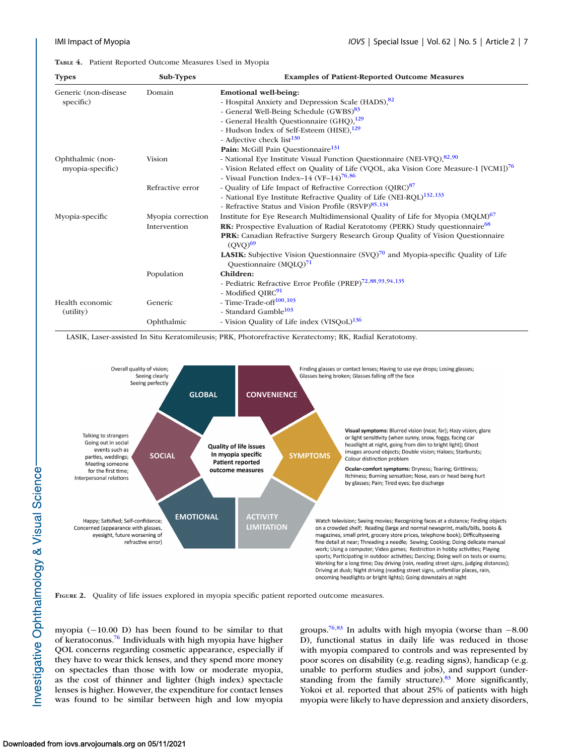**TABLE 4.** Patient Reported Outcome Measures Used in Myopia

| Types | Sub-Types | Examples of Patient-Reported Outcome Measures |
|---|---|---|
| Generic (non-disease specific) | Domain | **Emotional well-being:**<br>- Hospital Anxiety and Depression Scale (HADS),[82]<br>- General Well-Being Schedule (GWBS)[83]<br>- General Health Questionnaire (GHQ),[129]<br>- Hudson Index of Self-Esteem (HISE),[129]<br>- Adjective check list[130]<br>**Pain:** McGill Pain Questionnaire[131] |
| Ophthalmic (non-myopia-specific) | Vision | - National Eye Institute Visual Function Questionnaire (NEI-VFQ),[82,90]<br>- Vision Related effect on Quality of Life (VQOL, aka Vision Core Measure-1 [VCM1])[76]<br>- Visual Function Index–14 (VF–14)[76,86] |
| | Refractive error | - Quality of Life Impact of Refractive Correction (QIRC)[87]<br>- National Eye Institute Refractive Quality of Life (NEI-RQL)[132,133]<br>- Refractive Status and Vision Profile (RSVP)[85,134] |
| Myopia-specific | Myopia correction | Institute for Eye Research Multidimensional Quality of Life for Myopia (MQLM)[67] |
| | Intervention | **RK:** Prospective Evaluation of Radial Keratotomy (PERK) Study questionnaire[68]<br>**PRK:** Canadian Refractive Surgery Research Group Quality of Vision Questionnaire (QVQ)[69]<br>**LASIK:** Subjective Vision Questionnaire (SVQ)[70] and Myopia-specific Quality of Life Questionnaire (MQLQ)[71] |
| | Population | **Children:**<br>- Pediatric Refractive Error Profile (PREP)[72,88,93,94,135]<br>- Modified QIRC[91] |
| Health economic (utility) | Generic | - Time-Trade-off[100,103]<br>- Standard Gamble[103] |
| | Ophthalmic | - Vision Quality of Life index (VISQoL)[136] |

LASIK, Laser-assisted In Situ Keratomileusis; PRK, Photorefractive Keratectomy; RK, Radial Keratotomy.

**FIGURE 2.** Quality of life issues explored in myopia specific patient reported outcome measures.

myopia (−10.00 D) has been found to be similar to that of keratoconus.[76] Individuals with high myopia have higher QOL concerns regarding cosmetic appearance, especially if they have to wear thick lenses, and they spend more money on spectacles than those with low or moderate myopia, as the cost of thinner and lighter (high index) spectacle lenses is higher. However, the expenditure for contact lenses was found to be similar between high and low myopia groups.[76,83] In adults with high myopia (worse than −8.00 D), functional status in daily life was reduced in those with myopia compared to controls and was represented by poor scores on disability (e.g. reading signs), handicap (e.g. unable to perform studies and jobs), and support (understanding from the family structure).[83] More significantly, Yokoi et al. reported that about 25% of patients with high myopia were likely to have depression and anxiety disorders,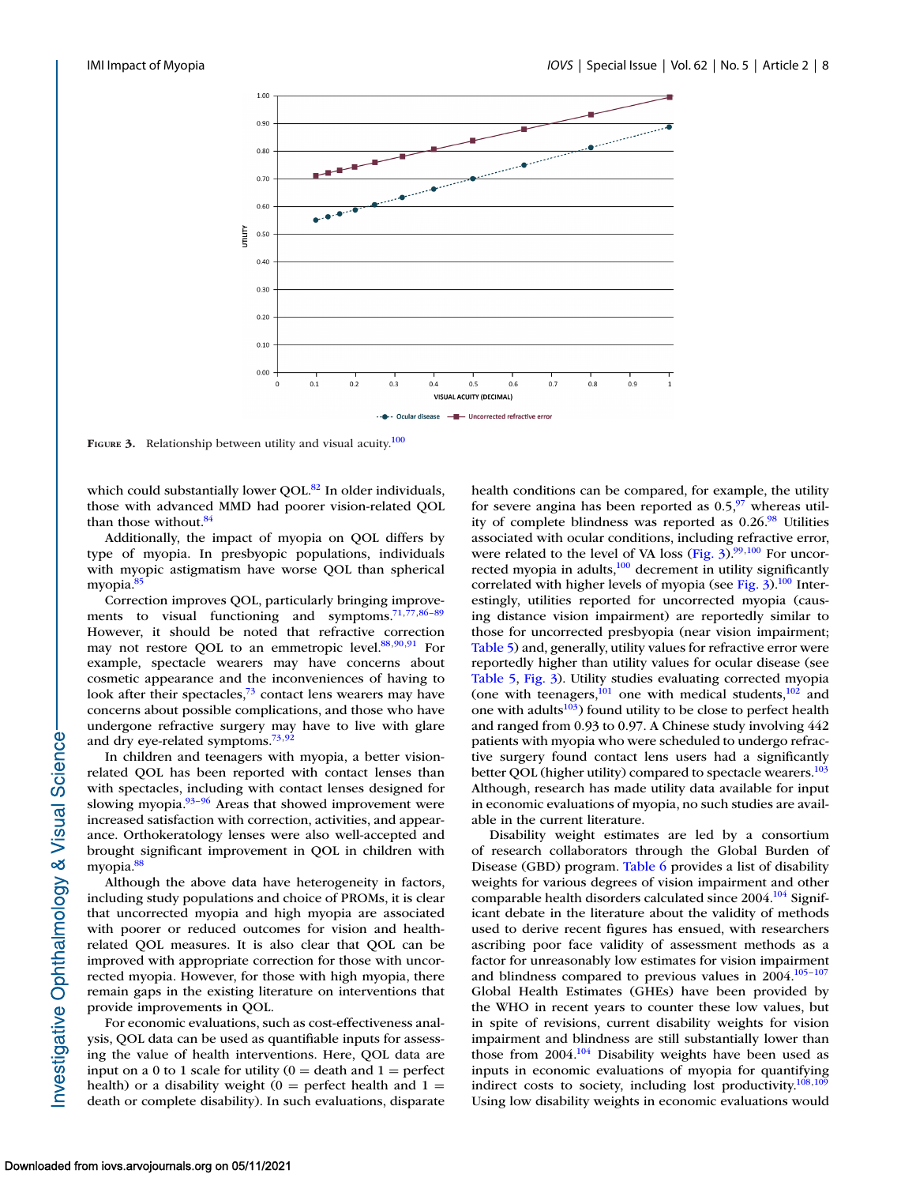FIGURE 3. Relationship between utility and visual acuity.[100]

which could substantially lower QOL.[82] In older individuals, those with advanced MMD had poorer vision-related QOL than those without.[84]

Additionally, the impact of myopia on QOL differs by type of myopia. In presbyopic populations, individuals with myopic astigmatism have worse QOL than spherical myopia.[85]

Correction improves QOL, particularly bringing improvements to visual functioning and symptoms.[71,77,86–89] However, it should be noted that refractive correction may not restore QOL to an emmetropic level.[88,90,91] For example, spectacle wearers may have concerns about cosmetic appearance and the inconveniences of having to look after their spectacles,[73] contact lens wearers may have concerns about possible complications, and those who have undergone refractive surgery may have to live with glare and dry eye-related symptoms.[73,92]

In children and teenagers with myopia, a better vision-related QOL has been reported with contact lenses than with spectacles, including with contact lenses designed for slowing myopia.[93–96] Areas that showed improvement were increased satisfaction with correction, activities, and appearance. Orthokeratology lenses were also well-accepted and brought significant improvement in QOL in children with myopia.[88]

Although the above data have heterogeneity in factors, including study populations and choice of PROMs, it is clear that uncorrected myopia and high myopia are associated with poorer or reduced outcomes for vision and health-related QOL measures. It is also clear that QOL can be improved with appropriate correction for those with uncorrected myopia. However, for those with high myopia, there remain gaps in the existing literature on interventions that provide improvements in QOL.

For economic evaluations, such as cost-effectiveness analysis, QOL data can be used as quantifiable inputs for assessing the value of health interventions. Here, QOL data are input on a 0 to 1 scale for utility (0 = death and 1 = perfect health) or a disability weight (0 = perfect health and 1 = death or complete disability). In such evaluations, disparate health conditions can be compared, for example, the utility for severe angina has been reported as 0.5,[97] whereas utility of complete blindness was reported as 0.26.[98] Utilities associated with ocular conditions, including refractive error, were related to the level of VA loss (Fig. 3).[99,100] For uncorrected myopia in adults,[100] decrement in utility significantly correlated with higher levels of myopia (see Fig. 3).[100] Interestingly, utilities reported for uncorrected myopia (causing distance vision impairment) are reportedly similar to those for uncorrected presbyopia (near vision impairment; Table 5) and, generally, utility values for refractive error were reportedly higher than utility values for ocular disease (see Table 5, Fig. 3). Utility studies evaluating corrected myopia (one with teenagers,[101] one with medical students,[102] and one with adults[103]) found utility to be close to perfect health and ranged from 0.93 to 0.97. A Chinese study involving 442 patients with myopia who were scheduled to undergo refractive surgery found contact lens users had a significantly better QOL (higher utility) compared to spectacle wearers.[103] Although, research has made utility data available for input in economic evaluations of myopia, no such studies are available in the current literature.

Disability weight estimates are led by a consortium of research collaborators through the Global Burden of Disease (GBD) program. Table 6 provides a list of disability weights for various degrees of vision impairment and other comparable health disorders calculated since 2004.[104] Significant debate in the literature about the validity of methods used to derive recent figures has ensued, with researchers ascribing poor face validity of assessment methods as a factor for unreasonably low estimates for vision impairment and blindness compared to previous values in 2004.[105–107] Global Health Estimates (GHEs) have been provided by the WHO in recent years to counter these low values, but in spite of revisions, current disability weights for vision impairment and blindness are still substantially lower than those from 2004.[104] Disability weights have been used as inputs in economic evaluations of myopia for quantifying indirect costs to society, including lost productivity.[108,109] Using low disability weights in economic evaluations would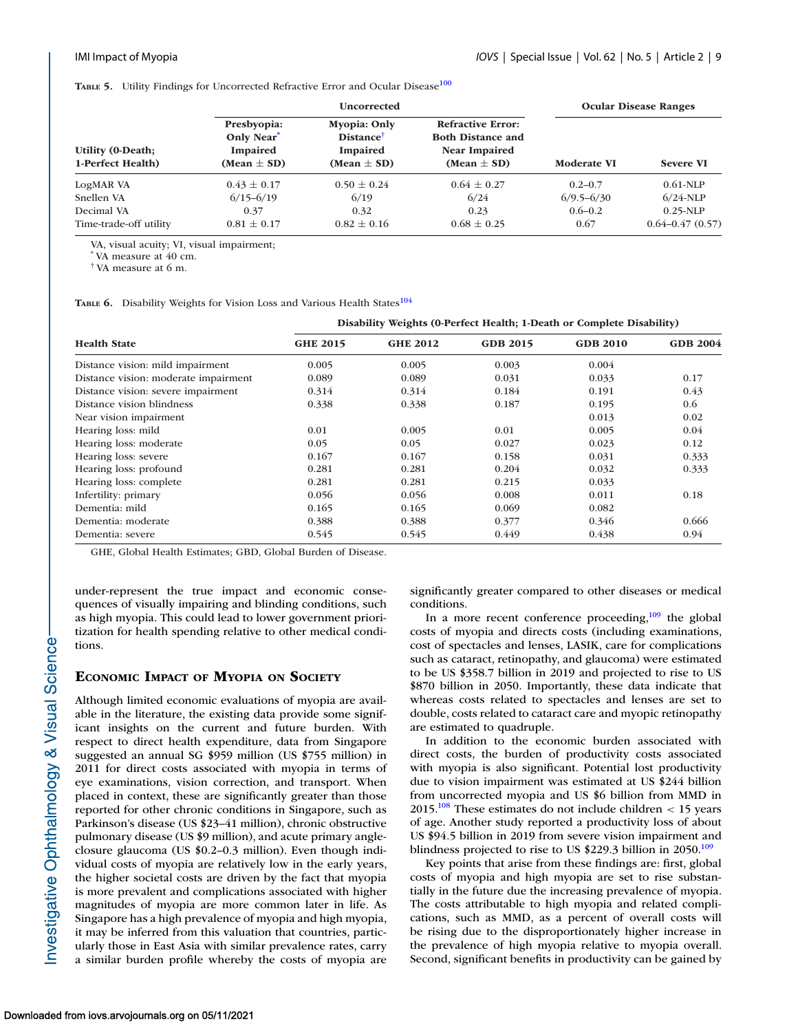**Table 5.** Utility Findings for Uncorrected Refractive Error and Ocular Disease[100]

| Utility (0-Death; 1-Perfect Health) | Uncorrected | | | Ocular Disease Ranges | |
|---|---|---|---|---|---|
| | Presbyopia: Only Near* Impaired (Mean ± SD) | Myopia: Only Distance† Impaired (Mean ± SD) | Refractive Error: Both Distance and Near Impaired (Mean ± SD) | Moderate VI | Severe VI |
| LogMAR VA | 0.43 ± 0.17 | 0.50 ± 0.24 | 0.64 ± 0.27 | 0.2–0.7 | 0.61-NLP |
| Snellen VA | 6/15–6/19 | 6/19 | 6/24 | 6/9.5–6/30 | 6/24-NLP |
| Decimal VA | 0.37 | 0.32 | 0.23 | 0.6–0.2 | 0.25-NLP |
| Time-trade-off utility | 0.81 ± 0.17 | 0.82 ± 0.16 | 0.68 ± 0.25 | 0.67 | 0.64–0.47 (0.57) |

VA, visual acuity; VI, visual impairment;
* VA measure at 40 cm.
† VA measure at 6 m.

**Table 6.** Disability Weights for Vision Loss and Various Health States[104]

| Health State | Disability Weights (0-Perfect Health; 1-Death or Complete Disability) | | | | |
|---|---|---|---|---|---|
| | GHE 2015 | GHE 2012 | GDB 2015 | GDB 2010 | GDB 2004 |
| Distance vision: mild impairment | 0.005 | 0.005 | 0.003 | 0.004 | |
| Distance vision: moderate impairment | 0.089 | 0.089 | 0.031 | 0.033 | 0.17 |
| Distance vision: severe impairment | 0.314 | 0.314 | 0.184 | 0.191 | 0.43 |
| Distance vision blindness | 0.338 | 0.338 | 0.187 | 0.195 | 0.6 |
| Near vision impairment | | | | 0.013 | 0.02 |
| Hearing loss: mild | 0.01 | 0.005 | 0.01 | 0.005 | 0.04 |
| Hearing loss: moderate | 0.05 | 0.05 | 0.027 | 0.023 | 0.12 |
| Hearing loss: severe | 0.167 | 0.167 | 0.158 | 0.031 | 0.333 |
| Hearing loss: profound | 0.281 | 0.281 | 0.204 | 0.032 | 0.333 |
| Hearing loss: complete | 0.281 | 0.281 | 0.215 | 0.033 | |
| Infertility: primary | 0.056 | 0.056 | 0.008 | 0.011 | 0.18 |
| Dementia: mild | 0.165 | 0.165 | 0.069 | 0.082 | |
| Dementia: moderate | 0.388 | 0.388 | 0.377 | 0.346 | 0.666 |
| Dementia: severe | 0.545 | 0.545 | 0.449 | 0.438 | 0.94 |

GHE, Global Health Estimates; GBD, Global Burden of Disease.

under-represent the true impact and economic consequences of visually impairing and blinding conditions, such as high myopia. This could lead to lower government prioritization for health spending relative to other medical conditions.

## Economic Impact of Myopia on Society

Although limited economic evaluations of myopia are available in the literature, the existing data provide some significant insights on the current and future burden. With respect to direct health expenditure, data from Singapore suggested an annual SG $959 million (US $755 million) in 2011 for direct costs associated with myopia in terms of eye examinations, vision correction, and transport. When placed in context, these are significantly greater than those reported for other chronic conditions in Singapore, such as Parkinson's disease (US $23–41 million), chronic obstructive pulmonary disease (US $9 million), and acute primary angle-closure glaucoma (US $0.2–0.3 million). Even though individual costs of myopia are relatively low in the early years, the higher societal costs are driven by the fact that myopia is more prevalent and complications associated with higher magnitudes of myopia are more common later in life. As Singapore has a high prevalence of myopia and high myopia, it may be inferred from this valuation that countries, particularly those in East Asia with similar prevalence rates, carry a similar burden profile whereby the costs of myopia are significantly greater compared to other diseases or medical conditions.

In a more recent conference proceeding,[109] the global costs of myopia and directs costs (including examinations, cost of spectacles and lenses, LASIK, care for complications such as cataract, retinopathy, and glaucoma) were estimated to be US $358.7 billion in 2019 and projected to rise to US $870 billion in 2050. Importantly, these data indicate that whereas costs related to spectacles and lenses are set to double, costs related to cataract care and myopic retinopathy are estimated to quadruple.

In addition to the economic burden associated with direct costs, the burden of productivity costs associated with myopia is also significant. Potential lost productivity due to vision impairment was estimated at US $244 billion from uncorrected myopia and US $6 billion from MMD in 2015.[108] These estimates do not include children < 15 years of age. Another study reported a productivity loss of about US $94.5 billion in 2019 from severe vision impairment and blindness projected to rise to US $229.3 billion in 2050.[109]

Key points that arise from these findings are: first, global costs of myopia and high myopia are set to rise substantially in the future due the increasing prevalence of myopia. The costs attributable to high myopia and related complications, such as MMD, as a percent of overall costs will be rising due to the disproportionately higher increase in the prevalence of high myopia relative to myopia overall. Second, significant benefits in productivity can be gained by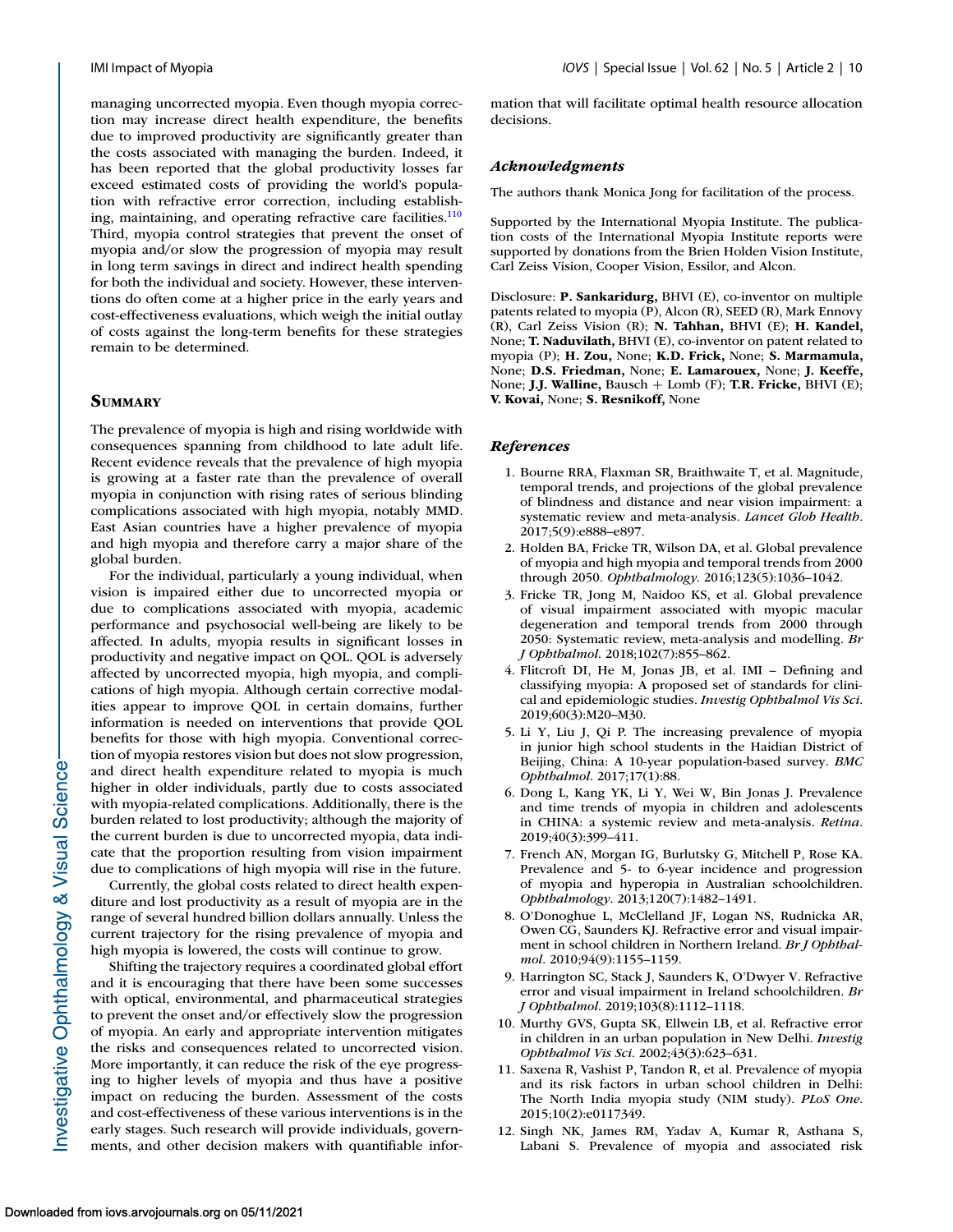managing uncorrected myopia. Even though myopia correction may increase direct health expenditure, the benefits due to improved productivity are significantly greater than the costs associated with managing the burden. Indeed, it has been reported that the global productivity losses far exceed estimated costs of providing the world's population with refractive error correction, including establishing, maintaining, and operating refractive care facilities.[110] Third, myopia control strategies that prevent the onset of myopia and/or slow the progression of myopia may result in long term savings in direct and indirect health spending for both the individual and society. However, these interventions do often come at a higher price in the early years and cost-effectiveness evaluations, which weigh the initial outlay of costs against the long-term benefits for these strategies remain to be determined.

## Summary

The prevalence of myopia is high and rising worldwide with consequences spanning from childhood to late adult life. Recent evidence reveals that the prevalence of high myopia is growing at a faster rate than the prevalence of overall myopia in conjunction with rising rates of serious blinding complications associated with high myopia, notably MMD. East Asian countries have a higher prevalence of myopia and high myopia and therefore carry a major share of the global burden.

For the individual, particularly a young individual, when vision is impaired either due to uncorrected myopia or due to complications associated with myopia, academic performance and psychosocial well-being are likely to be affected. In adults, myopia results in significant losses in productivity and negative impact on QOL. QOL is adversely affected by uncorrected myopia, high myopia, and complications of high myopia. Although certain corrective modalities appear to improve QOL in certain domains, further information is needed on interventions that provide QOL benefits for those with high myopia. Conventional correction of myopia restores vision but does not slow progression, and direct health expenditure related to myopia is much higher in older individuals, partly due to costs associated with myopia-related complications. Additionally, there is the burden related to lost productivity; although the majority of the current burden is due to uncorrected myopia, data indicate that the proportion resulting from vision impairment due to complications of high myopia will rise in the future.

Currently, the global costs related to direct health expenditure and lost productivity as a result of myopia are in the range of several hundred billion dollars annually. Unless the current trajectory for the rising prevalence of myopia and high myopia is lowered, the costs will continue to grow.

Shifting the trajectory requires a coordinated global effort and it is encouraging that there have been some successes with optical, environmental, and pharmaceutical strategies to prevent the onset and/or effectively slow the progression of myopia. An early and appropriate intervention mitigates the risks and consequences related to uncorrected vision. More importantly, it can reduce the risk of the eye progressing to higher levels of myopia and thus have a positive impact on reducing the burden. Assessment of the costs and cost-effectiveness of these various interventions is in the early stages. Such research will provide individuals, governments, and other decision makers with quantifiable information that will facilitate optimal health resource allocation decisions.

### *Acknowledgments*

The authors thank Monica Jong for facilitation of the process.

Supported by the International Myopia Institute. The publication costs of the International Myopia Institute reports were supported by donations from the Brien Holden Vision Institute, Carl Zeiss Vision, Cooper Vision, Essilor, and Alcon.

Disclosure: **P. Sankaridurg,** BHVI (E), co-inventor on multiple patents related to myopia (P), Alcon (R), SEED (R), Mark Ennovy (R), Carl Zeiss Vision (R); **N. Tahhan,** BHVI (E); **H. Kandel,** None; **T. Naduvilath,** BHVI (E), co-inventor on patent related to myopia (P); **H. Zou,** None; **K.D. Frick,** None; **S. Marmamula,** None; **D.S. Friedman,** None; **E. Lamarouex,** None; **J. Keeffe,** None; **J.J. Walline,** Bausch + Lomb (F); **T.R. Fricke,** BHVI (E); **V. Kovai,** None; **S. Resnikoff,** None

### *References*

1. Bourne RRA, Flaxman SR, Braithwaite T, et al. Magnitude, temporal trends, and projections of the global prevalence of blindness and distance and near vision impairment: a systematic review and meta-analysis. *Lancet Glob Health*. 2017;5(9):e888–e897.
2. Holden BA, Fricke TR, Wilson DA, et al. Global prevalence of myopia and high myopia and temporal trends from 2000 through 2050. *Ophthalmology*. 2016;123(5):1036–1042.
3. Fricke TR, Jong M, Naidoo KS, et al. Global prevalence of visual impairment associated with myopic macular degeneration and temporal trends from 2000 through 2050: Systematic review, meta-analysis and modelling. *Br J Ophthalmol*. 2018;102(7):855–862.
4. Flitcroft DI, He M, Jonas JB, et al. IMI – Defining and classifying myopia: A proposed set of standards for clinical and epidemiologic studies. *Investig Ophthalmol Vis Sci*. 2019;60(3):M20–M30.
5. Li Y, Liu J, Qi P. The increasing prevalence of myopia in junior high school students in the Haidian District of Beijing, China: A 10-year population-based survey. *BMC Ophthalmol*. 2017;17(1):88.
6. Dong L, Kang YK, Li Y, Wei W, Bin Jonas J. Prevalence and time trends of myopia in children and adolescents in CHINA: a systemic review and meta-analysis. *Retina*. 2019;40(3):399–411.
7. French AN, Morgan IG, Burlutsky G, Mitchell P, Rose KA. Prevalence and 5- to 6-year incidence and progression of myopia and hyperopia in Australian schoolchildren. *Ophthalmology*. 2013;120(7):1482–1491.
8. O'Donoghue L, McClelland JF, Logan NS, Rudnicka AR, Owen CG, Saunders KJ. Refractive error and visual impairment in school children in Northern Ireland. *Br J Ophthalmol*. 2010;94(9):1155–1159.
9. Harrington SC, Stack J, Saunders K, O'Dwyer V. Refractive error and visual impairment in Ireland schoolchildren. *Br J Ophthalmol*. 2019;103(8):1112–1118.
10. Murthy GVS, Gupta SK, Ellwein LB, et al. Refractive error in children in an urban population in New Delhi. *Investig Ophthalmol Vis Sci*. 2002;43(3):623–631.
11. Saxena R, Vashist P, Tandon R, et al. Prevalence of myopia and its risk factors in urban school children in Delhi: The North India myopia study (NIM study). *PLoS One*. 2015;10(2):e0117349.
12. Singh NK, James RM, Yadav A, Kumar R, Asthana S, Labani S. Prevalence of myopia and associated risk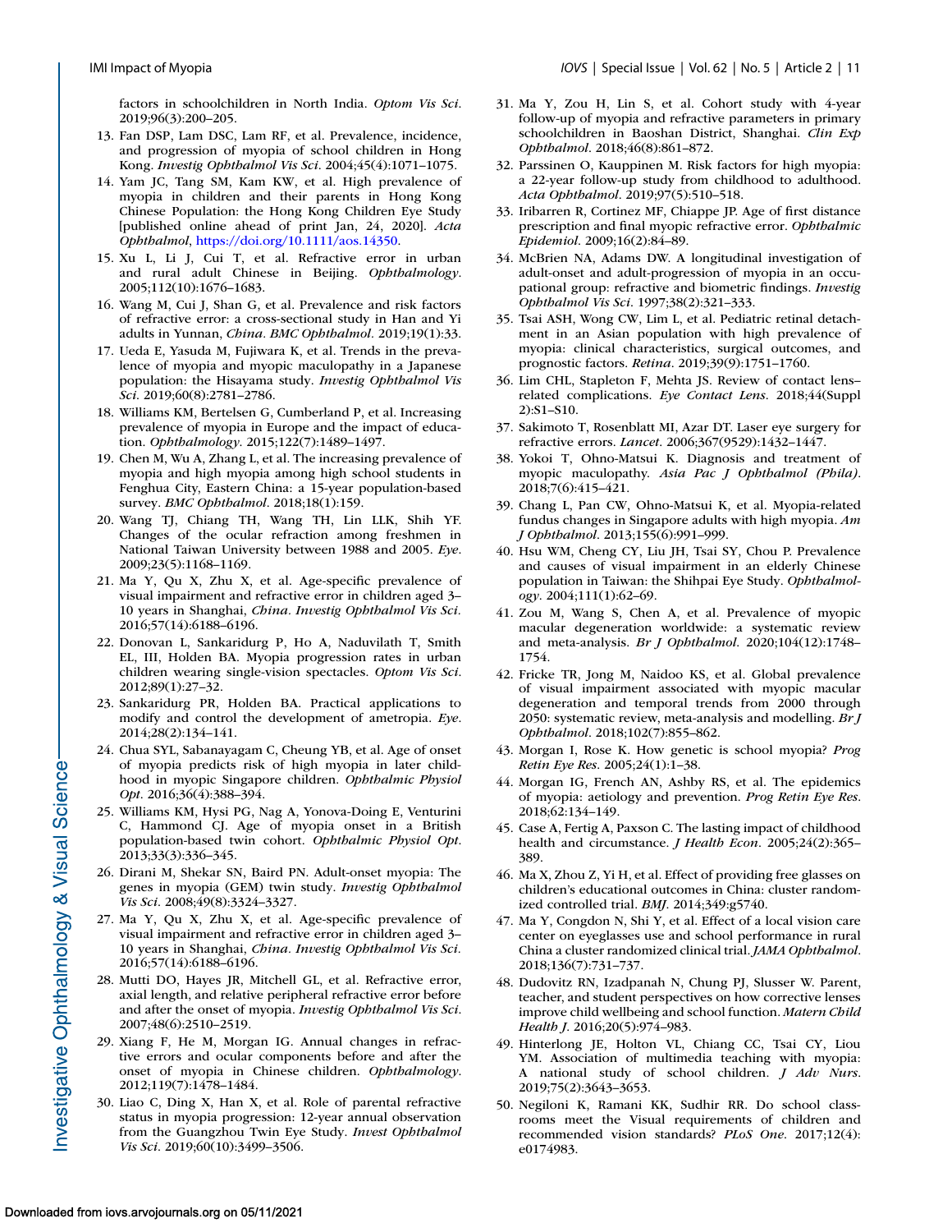factors in schoolchildren in North India. *Optom Vis Sci*. 2019;96(3):200–205.

13. Fan DSP, Lam DSC, Lam RF, et al. Prevalence, incidence, and progression of myopia of school children in Hong Kong. *Investig Ophthalmol Vis Sci*. 2004;45(4):1071–1075.
14. Yam JC, Tang SM, Kam KW, et al. High prevalence of myopia in children and their parents in Hong Kong Chinese Population: the Hong Kong Children Eye Study [published online ahead of print Jan, 24, 2020]. *Acta Ophthalmol*, https://doi.org/10.1111/aos.14350.
15. Xu L, Li J, Cui T, et al. Refractive error in urban and rural adult Chinese in Beijing. *Ophthalmology*. 2005;112(10):1676–1683.
16. Wang M, Cui J, Shan G, et al. Prevalence and risk factors of refractive error: a cross-sectional study in Han and Yi adults in Yunnan, *China*. *BMC Ophthalmol*. 2019;19(1):33.
17. Ueda E, Yasuda M, Fujiwara K, et al. Trends in the prevalence of myopia and myopic maculopathy in a Japanese population: the Hisayama study. *Investig Ophthalmol Vis Sci*. 2019;60(8):2781–2786.
18. Williams KM, Bertelsen G, Cumberland P, et al. Increasing prevalence of myopia in Europe and the impact of education. *Ophthalmology*. 2015;122(7):1489–1497.
19. Chen M, Wu A, Zhang L, et al. The increasing prevalence of myopia and high myopia among high school students in Fenghua City, Eastern China: a 15-year population-based survey. *BMC Ophthalmol*. 2018;18(1):159.
20. Wang TJ, Chiang TH, Wang TH, Lin LLK, Shih YF. Changes of the ocular refraction among freshmen in National Taiwan University between 1988 and 2005. *Eye*. 2009;23(5):1168–1169.
21. Ma Y, Qu X, Zhu X, et al. Age-specific prevalence of visual impairment and refractive error in children aged 3–10 years in Shanghai, *China*. *Investig Ophthalmol Vis Sci*. 2016;57(14):6188–6196.
22. Donovan L, Sankaridurg P, Ho A, Naduvilath T, Smith EL, III, Holden BA. Myopia progression rates in urban children wearing single-vision spectacles. *Optom Vis Sci*. 2012;89(1):27–32.
23. Sankaridurg PR, Holden BA. Practical applications to modify and control the development of ametropia. *Eye*. 2014;28(2):134–141.
24. Chua SYL, Sabanayagam C, Cheung YB, et al. Age of onset of myopia predicts risk of high myopia in later childhood in myopic Singapore children. *Ophthalmic Physiol Opt*. 2016;36(4):388–394.
25. Williams KM, Hysi PG, Nag A, Yonova-Doing E, Venturini C, Hammond CJ. Age of myopia onset in a British population-based twin cohort. *Ophthalmic Physiol Opt*. 2013;33(3):336–345.
26. Dirani M, Shekar SN, Baird PN. Adult-onset myopia: The genes in myopia (GEM) twin study. *Investig Ophthalmol Vis Sci*. 2008;49(8):3324–3327.
27. Ma Y, Qu X, Zhu X, et al. Age-specific prevalence of visual impairment and refractive error in children aged 3–10 years in Shanghai, *China*. *Investig Ophthalmol Vis Sci*. 2016;57(14):6188–6196.
28. Mutti DO, Hayes JR, Mitchell GL, et al. Refractive error, axial length, and relative peripheral refractive error before and after the onset of myopia. *Investig Ophthalmol Vis Sci*. 2007;48(6):2510–2519.
29. Xiang F, He M, Morgan IG. Annual changes in refractive errors and ocular components before and after the onset of myopia in Chinese children. *Ophthalmology*. 2012;119(7):1478–1484.
30. Liao C, Ding X, Han X, et al. Role of parental refractive status in myopia progression: 12-year annual observation from the Guangzhou Twin Eye Study. *Invest Ophthalmol Vis Sci*. 2019;60(10):3499–3506.
31. Ma Y, Zou H, Lin S, et al. Cohort study with 4-year follow-up of myopia and refractive parameters in primary schoolchildren in Baoshan District, Shanghai. *Clin Exp Ophthalmol*. 2018;46(8):861–872.
32. Parssinen O, Kauppinen M. Risk factors for high myopia: a 22-year follow-up study from childhood to adulthood. *Acta Ophthalmol*. 2019;97(5):510–518.
33. Iribarren R, Cortinez MF, Chiappe JP. Age of first distance prescription and final myopic refractive error. *Ophthalmic Epidemiol*. 2009;16(2):84–89.
34. McBrien NA, Adams DW. A longitudinal investigation of adult-onset and adult-progression of myopia in an occupational group: refractive and biometric findings. *Investig Ophthalmol Vis Sci*. 1997;38(2):321–333.
35. Tsai ASH, Wong CW, Lim L, et al. Pediatric retinal detachment in an Asian population with high prevalence of myopia: clinical characteristics, surgical outcomes, and prognostic factors. *Retina*. 2019;39(9):1751–1760.
36. Lim CHL, Stapleton F, Mehta JS. Review of contact lens–related complications. *Eye Contact Lens*. 2018;44(Suppl 2):S1–S10.
37. Sakimoto T, Rosenblatt MI, Azar DT. Laser eye surgery for refractive errors. *Lancet*. 2006;367(9529):1432–1447.
38. Yokoi T, Ohno-Matsui K. Diagnosis and treatment of myopic maculopathy. *Asia Pac J Ophthalmol (Phila)*. 2018;7(6):415–421.
39. Chang L, Pan CW, Ohno-Matsui K, et al. Myopia-related fundus changes in Singapore adults with high myopia. *Am J Ophthalmol*. 2013;155(6):991–999.
40. Hsu WM, Cheng CY, Liu JH, Tsai SY, Chou P. Prevalence and causes of visual impairment in an elderly Chinese population in Taiwan: the Shihpai Eye Study. *Ophthalmology*. 2004;111(1):62–69.
41. Zou M, Wang S, Chen A, et al. Prevalence of myopic macular degeneration worldwide: a systematic review and meta-analysis. *Br J Ophthalmol*. 2020;104(12):1748–1754.
42. Fricke TR, Jong M, Naidoo KS, et al. Global prevalence of visual impairment associated with myopic macular degeneration and temporal trends from 2000 through 2050: systematic review, meta-analysis and modelling. *Br J Ophthalmol*. 2018;102(7):855–862.
43. Morgan I, Rose K. How genetic is school myopia? *Prog Retin Eye Res*. 2005;24(1):1–38.
44. Morgan IG, French AN, Ashby RS, et al. The epidemics of myopia: aetiology and prevention. *Prog Retin Eye Res*. 2018;62:134–149.
45. Case A, Fertig A, Paxson C. The lasting impact of childhood health and circumstance. *J Health Econ*. 2005;24(2):365–389.
46. Ma X, Zhou Z, Yi H, et al. Effect of providing free glasses on children's educational outcomes in China: cluster randomized controlled trial. *BMJ*. 2014;349:g5740.
47. Ma Y, Congdon N, Shi Y, et al. Effect of a local vision care center on eyeglasses use and school performance in rural China a cluster randomized clinical trial. *JAMA Ophthalmol*. 2018;136(7):731–737.
48. Dudovitz RN, Izadpanah N, Chung PJ, Slusser W. Parent, teacher, and student perspectives on how corrective lenses improve child wellbeing and school function. *Matern Child Health J*. 2016;20(5):974–983.
49. Hinterlong JE, Holton VL, Chiang CC, Tsai CY, Liou YM. Association of multimedia teaching with myopia: A national study of school children. *J Adv Nurs*. 2019;75(2):3643–3653.
50. Negiloni K, Ramani KK, Sudhir RR. Do school classrooms meet the Visual requirements of children and recommended vision standards? *PLoS One*. 2017;12(4): e0174983.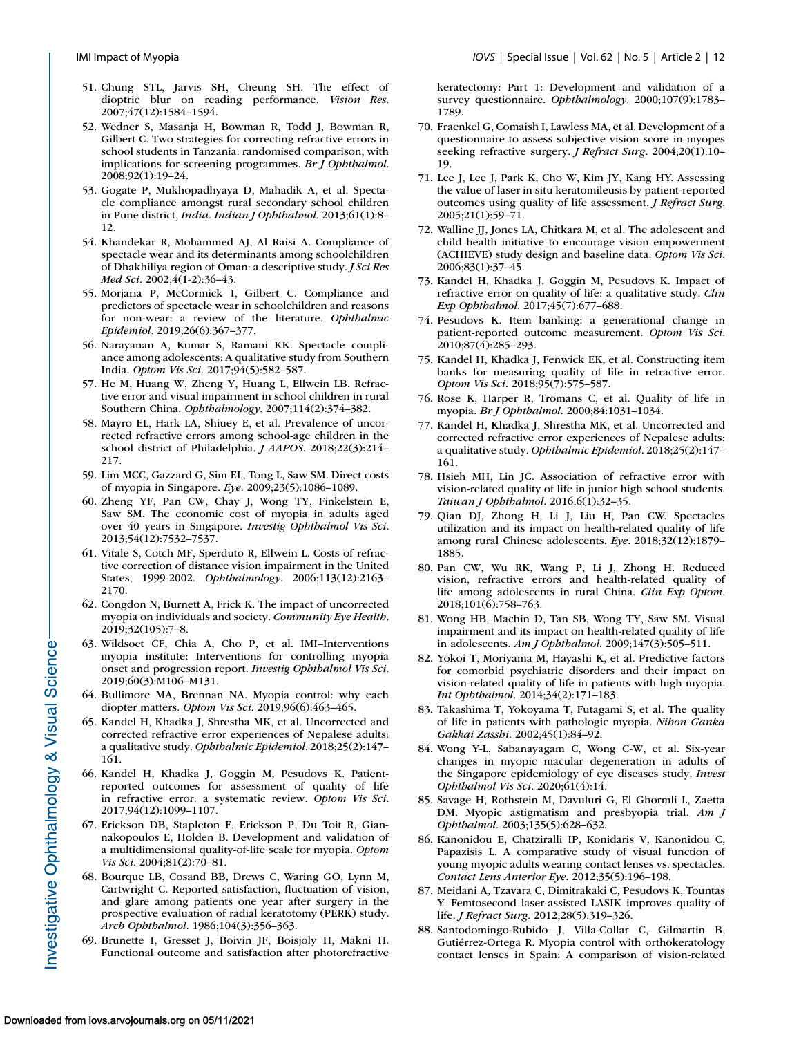51. Chung STL, Jarvis SH, Cheung SH. The effect of dioptric blur on reading performance. *Vision Res*. 2007;47(12):1584–1594.
52. Wedner S, Masanja H, Bowman R, Todd J, Bowman R, Gilbert C. Two strategies for correcting refractive errors in school students in Tanzania: randomised comparison, with implications for screening programmes. *Br J Ophthalmol*. 2008;92(1):19–24.
53. Gogate P, Mukhopadhyaya D, Mahadik A, et al. Spectacle compliance amongst rural secondary school children in Pune district, *India*. *Indian J Ophthalmol*. 2013;61(1):8–12.
54. Khandekar R, Mohammed AJ, Al Raisi A. Compliance of spectacle wear and its determinants among schoolchildren of Dhakhiliya region of Oman: a descriptive study. *J Sci Res Med Sci*. 2002;4(1-2):36–43.
55. Morjaria P, McCormick I, Gilbert C. Compliance and predictors of spectacle wear in schoolchildren and reasons for non-wear: a review of the literature. *Ophthalmic Epidemiol*. 2019;26(6):367–377.
56. Narayanan A, Kumar S, Ramani KK. Spectacle compliance among adolescents: A qualitative study from Southern India. *Optom Vis Sci*. 2017;94(5):582–587.
57. He M, Huang W, Zheng Y, Huang L, Ellwein LB. Refractive error and visual impairment in school children in rural Southern China. *Ophthalmology*. 2007;114(2):374–382.
58. Mayro EL, Hark LA, Shiuey E, et al. Prevalence of uncorrected refractive errors among school-age children in the school district of Philadelphia. *J AAPOS*. 2018;22(3):214–217.
59. Lim MCC, Gazzard G, Sim EL, Tong L, Saw SM. Direct costs of myopia in Singapore. *Eye*. 2009;23(5):1086–1089.
60. Zheng YF, Pan CW, Chay J, Wong TY, Finkelstein E, Saw SM. The economic cost of myopia in adults aged over 40 years in Singapore. *Investig Ophthalmol Vis Sci*. 2013;54(12):7532–7537.
61. Vitale S, Cotch MF, Sperduto R, Ellwein L. Costs of refractive correction of distance vision impairment in the United States, 1999-2002. *Ophthalmology*. 2006;113(12):2163–2170.
62. Congdon N, Burnett A, Frick K. The impact of uncorrected myopia on individuals and society. *Community Eye Health*. 2019;32(105):7–8.
63. Wildsoet CF, Chia A, Cho P, et al. IMI–Interventions myopia institute: Interventions for controlling myopia onset and progression report. *Investig Ophthalmol Vis Sci*. 2019;60(3):M106–M131.
64. Bullimore MA, Brennan NA. Myopia control: why each diopter matters. *Optom Vis Sci*. 2019;96(6):463–465.
65. Kandel H, Khadka J, Shrestha MK, et al. Uncorrected and corrected refractive error experiences of Nepalese adults: a qualitative study. *Ophthalmic Epidemiol*. 2018;25(2):147–161.
66. Kandel H, Khadka J, Goggin M, Pesudovs K. Patient-reported outcomes for assessment of quality of life in refractive error: a systematic review. *Optom Vis Sci*. 2017;94(12):1099–1107.
67. Erickson DB, Stapleton F, Erickson P, Du Toit R, Giannakopoulos E, Holden B. Development and validation of a multidimensional quality-of-life scale for myopia. *Optom Vis Sci*. 2004;81(2):70–81.
68. Bourque LB, Cosand BB, Drews C, Waring GO, Lynn M, Cartwright C. Reported satisfaction, fluctuation of vision, and glare among patients one year after surgery in the prospective evaluation of radial keratotomy (PERK) study. *Arch Ophthalmol*. 1986;104(3):356–363.
69. Brunette I, Gresset J, Boivin JF, Boisjoly H, Makni H. Functional outcome and satisfaction after photorefractive keratectomy: Part 1: Development and validation of a survey questionnaire. *Ophthalmology*. 2000;107(9):1783–1789.
70. Fraenkel G, Comaish I, Lawless MA, et al. Development of a questionnaire to assess subjective vision score in myopes seeking refractive surgery. *J Refract Surg*. 2004;20(1):10–19.
71. Lee J, Lee J, Park K, Cho W, Kim JY, Kang HY. Assessing the value of laser in situ keratomileusis by patient-reported outcomes using quality of life assessment. *J Refract Surg*. 2005;21(1):59–71.
72. Walline JJ, Jones LA, Chitkara M, et al. The adolescent and child health initiative to encourage vision empowerment (ACHIEVE) study design and baseline data. *Optom Vis Sci*. 2006;83(1):37–45.
73. Kandel H, Khadka J, Goggin M, Pesudovs K. Impact of refractive error on quality of life: a qualitative study. *Clin Exp Ophthalmol*. 2017;45(7):677–688.
74. Pesudovs K. Item banking: a generational change in patient-reported outcome measurement. *Optom Vis Sci*. 2010;87(4):285–293.
75. Kandel H, Khadka J, Fenwick EK, et al. Constructing item banks for measuring quality of life in refractive error. *Optom Vis Sci*. 2018;95(7):575–587.
76. Rose K, Harper R, Tromans C, et al. Quality of life in myopia. *Br J Ophthalmol*. 2000;84:1031–1034.
77. Kandel H, Khadka J, Shrestha MK, et al. Uncorrected and corrected refractive error experiences of Nepalese adults: a qualitative study. *Ophthalmic Epidemiol*. 2018;25(2):147–161.
78. Hsieh MH, Lin JC. Association of refractive error with vision-related quality of life in junior high school students. *Taiwan J Ophthalmol*. 2016;6(1):32–35.
79. Qian DJ, Zhong H, Li J, Liu H, Pan CW. Spectacles utilization and its impact on health-related quality of life among rural Chinese adolescents. *Eye*. 2018;32(12):1879–1885.
80. Pan CW, Wu RK, Wang P, Li J, Zhong H. Reduced vision, refractive errors and health-related quality of life among adolescents in rural China. *Clin Exp Optom*. 2018;101(6):758–763.
81. Wong HB, Machin D, Tan SB, Wong TY, Saw SM. Visual impairment and its impact on health-related quality of life in adolescents. *Am J Ophthalmol*. 2009;147(3):505–511.
82. Yokoi T, Moriyama M, Hayashi K, et al. Predictive factors for comorbid psychiatric disorders and their impact on vision-related quality of life in patients with high myopia. *Int Ophthalmol*. 2014;34(2):171–183.
83. Takashima T, Yokoyama T, Futagami S, et al. The quality of life in patients with pathologic myopia. *Nihon Ganka Gakkai Zasshi*. 2002;45(1):84–92.
84. Wong Y-L, Sabanayagam C, Wong C-W, et al. Six-year changes in myopic macular degeneration in adults of the Singapore epidemiology of eye diseases study. *Invest Ophthalmol Vis Sci*. 2020;61(4):14.
85. Savage H, Rothstein M, Davuluri G, El Ghormli L, Zaetta DM. Myopic astigmatism and presbyopia trial. *Am J Ophthalmol*. 2003;135(5):628–632.
86. Kanonidou E, Chatziralli IP, Konidaris V, Kanonidou C, Papazisis L. A comparative study of visual function of young myopic adults wearing contact lenses vs. spectacles. *Contact Lens Anterior Eye*. 2012;35(5):196–198.
87. Meidani A, Tzavara C, Dimitrakaki C, Pesudovs K, Tountas Y. Femtosecond laser-assisted LASIK improves quality of life. *J Refract Surg*. 2012;28(5):319–326.
88. Santodomingo-Rubido J, Villa-Collar C, Gilmartin B, Gutiérrez-Ortega R. Myopia control with orthokeratology contact lenses in Spain: A comparison of vision-related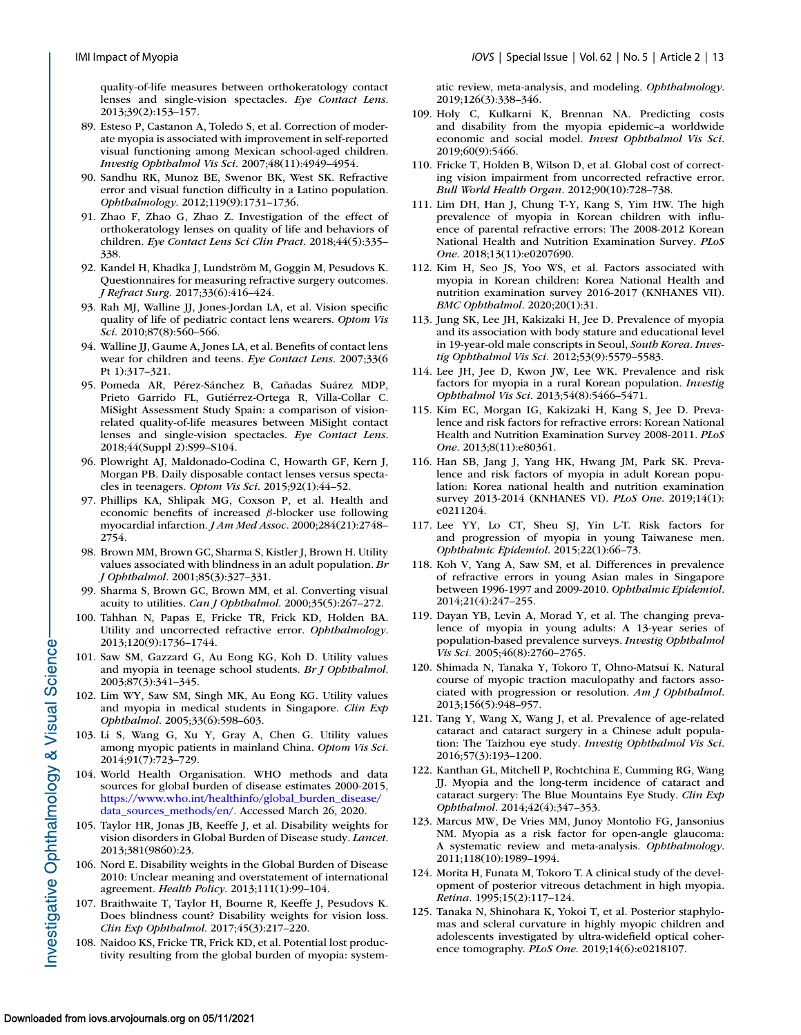quality-of-life measures between orthokeratology contact lenses and single-vision spectacles. *Eye Contact Lens*. 2013;39(2):153–157.

89. Esteso P, Castanon A, Toledo S, et al. Correction of moderate myopia is associated with improvement in self-reported visual functioning among Mexican school-aged children. *Investig Ophthalmol Vis Sci*. 2007;48(11):4949–4954.
90. Sandhu RK, Munoz BE, Swenor BK, West SK. Refractive error and visual function difficulty in a Latino population. *Ophthalmology*. 2012;119(9):1731–1736.
91. Zhao F, Zhao G, Zhao Z. Investigation of the effect of orthokeratology lenses on quality of life and behaviors of children. *Eye Contact Lens Sci Clin Pract*. 2018;44(5):335–338.
92. Kandel H, Khadka J, Lundström M, Goggin M, Pesudovs K. Questionnaires for measuring refractive surgery outcomes. *J Refract Surg*. 2017;33(6):416–424.
93. Rah MJ, Walline JJ, Jones-Jordan LA, et al. Vision specific quality of life of pediatric contact lens wearers. *Optom Vis Sci*. 2010;87(8):560–566.
94. Walline JJ, Gaume A, Jones LA, et al. Benefits of contact lens wear for children and teens. *Eye Contact Lens*. 2007;33(6 Pt 1):317–321.
95. Pomeda AR, Pérez-Sánchez B, Cañadas Suárez MDP, Prieto Garrido FL, Gutiérrez-Ortega R, Villa-Collar C. MiSight Assessment Study Spain: a comparison of vision-related quality-of-life measures between MiSight contact lenses and single-vision spectacles. *Eye Contact Lens*. 2018;44(Suppl 2):S99–S104.
96. Plowright AJ, Maldonado-Codina C, Howarth GF, Kern J, Morgan PB. Daily disposable contact lenses versus spectacles in teenagers. *Optom Vis Sci*. 2015;92(1):44–52.
97. Phillips KA, Shlipak MG, Coxson P, et al. Health and economic benefits of increased β-blocker use following myocardial infarction. *J Am Med Assoc*. 2000;284(21):2748–2754.
98. Brown MM, Brown GC, Sharma S, Kistler J, Brown H. Utility values associated with blindness in an adult population. *Br J Ophthalmol*. 2001;85(3):327–331.
99. Sharma S, Brown GC, Brown MM, et al. Converting visual acuity to utilities. *Can J Ophthalmol*. 2000;35(5):267–272.
100. Tahhan N, Papas E, Fricke TR, Frick KD, Holden BA. Utility and uncorrected refractive error. *Ophthalmology*. 2013;120(9):1736–1744.
101. Saw SM, Gazzard G, Au Eong KG, Koh D. Utility values and myopia in teenage school students. *Br J Ophthalmol*. 2003;87(3):341–345.
102. Lim WY, Saw SM, Singh MK, Au Eong KG. Utility values and myopia in medical students in Singapore. *Clin Exp Ophthalmol*. 2005;33(6):598–603.
103. Li S, Wang G, Xu Y, Gray A, Chen G. Utility values among myopic patients in mainland China. *Optom Vis Sci*. 2014;91(7):723–729.
104. World Health Organisation. WHO methods and data sources for global burden of disease estimates 2000-2015, https://www.who.int/healthinfo/global_burden_disease/data_sources_methods/en/. Accessed March 26, 2020.
105. Taylor HR, Jonas JB, Keeffe J, et al. Disability weights for vision disorders in Global Burden of Disease study. *Lancet*. 2013;381(9860):23.
106. Nord E. Disability weights in the Global Burden of Disease 2010: Unclear meaning and overstatement of international agreement. *Health Policy*. 2013;111(1):99–104.
107. Braithwaite T, Taylor H, Bourne R, Keeffe J, Pesudovs K. Does blindness count? Disability weights for vision loss. *Clin Exp Ophthalmol*. 2017;45(3):217–220.
108. Naidoo KS, Fricke TR, Frick KD, et al. Potential lost productivity resulting from the global burden of myopia: systematic review, meta-analysis, and modeling. *Ophthalmology*. 2019;126(3):338–346.
109. Holy C, Kulkarni K, Brennan NA. Predicting costs and disability from the myopia epidemic–a worldwide economic and social model. *Invest Ophthalmol Vis Sci*. 2019;60(9):5466.
110. Fricke T, Holden B, Wilson D, et al. Global cost of correcting vision impairment from uncorrected refractive error. *Bull World Health Organ*. 2012;90(10):728–738.
111. Lim DH, Han J, Chung T-Y, Kang S, Yim HW. The high prevalence of myopia in Korean children with influence of parental refractive errors: The 2008-2012 Korean National Health and Nutrition Examination Survey. *PLoS One*. 2018;13(11):e0207690.
112. Kim H, Seo JS, Yoo WS, et al. Factors associated with myopia in Korean children: Korea National Health and nutrition examination survey 2016-2017 (KNHANES VII). *BMC Ophthalmol*. 2020;20(1):31.
113. Jung SK, Lee JH, Kakizaki H, Jee D. Prevalence of myopia and its association with body stature and educational level in 19-year-old male conscripts in Seoul, *South Korea*. *Investig Ophthalmol Vis Sci*. 2012;53(9):5579–5583.
114. Lee JH, Jee D, Kwon JW, Lee WK. Prevalence and risk factors for myopia in a rural Korean population. *Investig Ophthalmol Vis Sci*. 2013;54(8):5466–5471.
115. Kim EC, Morgan IG, Kakizaki H, Kang S, Jee D. Prevalence and risk factors for refractive errors: Korean National Health and Nutrition Examination Survey 2008-2011. *PLoS One*. 2013;8(11):e80361.
116. Han SB, Jang J, Yang HK, Hwang JM, Park SK. Prevalence and risk factors of myopia in adult Korean population: Korea national health and nutrition examination survey 2013-2014 (KNHANES VI). *PLoS One*. 2019;14(1):e0211204.
117. Lee YY, Lo CT, Sheu SJ, Yin L-T. Risk factors for and progression of myopia in young Taiwanese men. *Ophthalmic Epidemiol*. 2015;22(1):66–73.
118. Koh V, Yang A, Saw SM, et al. Differences in prevalence of refractive errors in young Asian males in Singapore between 1996-1997 and 2009-2010. *Ophthalmic Epidemiol*. 2014;21(4):247–255.
119. Dayan YB, Levin A, Morad Y, et al. The changing prevalence of myopia in young adults: A 13-year series of population-based prevalence surveys. *Investig Ophthalmol Vis Sci*. 2005;46(8):2760–2765.
120. Shimada N, Tanaka Y, Tokoro T, Ohno-Matsui K. Natural course of myopic traction maculopathy and factors associated with progression or resolution. *Am J Ophthalmol*. 2013;156(5):948–957.
121. Tang Y, Wang X, Wang J, et al. Prevalence of age-related cataract and cataract surgery in a Chinese adult population: The Taizhou eye study. *Investig Ophthalmol Vis Sci*. 2016;57(3):193–1200.
122. Kanthan GL, Mitchell P, Rochtchina E, Cumming RG, Wang JJ. Myopia and the long-term incidence of cataract and cataract surgery: The Blue Mountains Eye Study. *Clin Exp Ophthalmol*. 2014;42(4):347–353.
123. Marcus MW, De Vries MM, Junoy Montolio FG, Jansonius NM. Myopia as a risk factor for open-angle glaucoma: A systematic review and meta-analysis. *Ophthalmology*. 2011;118(10):1989–1994.
124. Morita H, Funata M, Tokoro T. A clinical study of the development of posterior vitreous detachment in high myopia. *Retina*. 1995;15(2):117–124.
125. Tanaka N, Shinohara K, Yokoi T, et al. Posterior staphylomas and scleral curvature in highly myopic children and adolescents investigated by ultra-widefield optical coherence tomography. *PLoS One*. 2019;14(6):e0218107.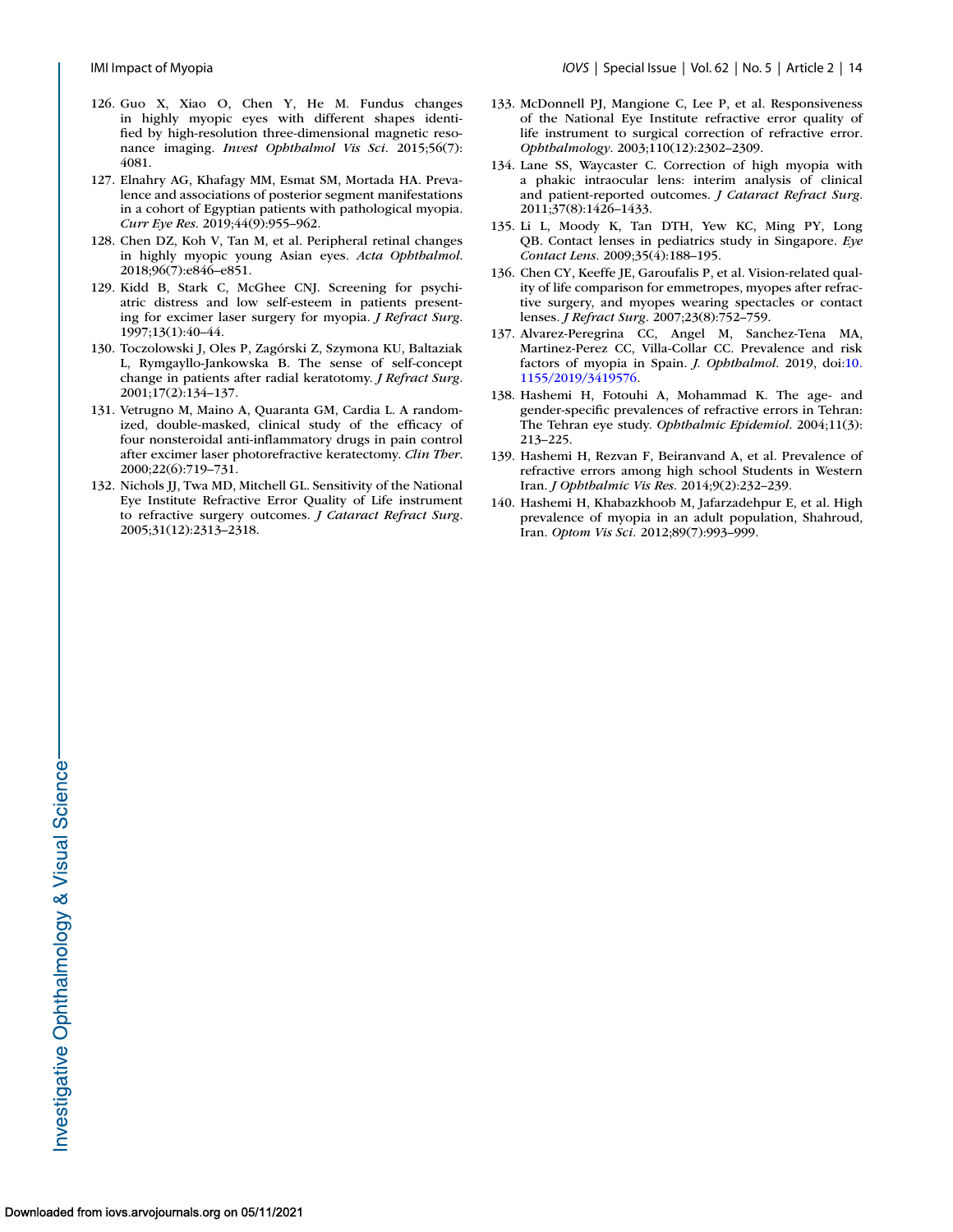126. Guo X, Xiao O, Chen Y, He M. Fundus changes in highly myopic eyes with different shapes identified by high-resolution three-dimensional magnetic resonance imaging. *Invest Ophthalmol Vis Sci*. 2015;56(7): 4081.
127. Elnahry AG, Khafagy MM, Esmat SM, Mortada HA. Prevalence and associations of posterior segment manifestations in a cohort of Egyptian patients with pathological myopia. *Curr Eye Res*. 2019;44(9):955–962.
128. Chen DZ, Koh V, Tan M, et al. Peripheral retinal changes in highly myopic young Asian eyes. *Acta Ophthalmol*. 2018;96(7):e846–e851.
129. Kidd B, Stark C, McGhee CNJ. Screening for psychiatric distress and low self-esteem in patients presenting for excimer laser surgery for myopia. *J Refract Surg*. 1997;13(1):40–44.
130. Toczolowski J, Oles P, Zagórski Z, Szymona KU, Baltaziak L, Rymgayllo-Jankowska B. The sense of self-concept change in patients after radial keratotomy. *J Refract Surg*. 2001;17(2):134–137.
131. Vetrugno M, Maino A, Quaranta GM, Cardia L. A randomized, double-masked, clinical study of the efficacy of four nonsteroidal anti-inflammatory drugs in pain control after excimer laser photorefractive keratectomy. *Clin Ther*. 2000;22(6):719–731.
132. Nichols JJ, Twa MD, Mitchell GL. Sensitivity of the National Eye Institute Refractive Error Quality of Life instrument to refractive surgery outcomes. *J Cataract Refract Surg*. 2005;31(12):2313–2318.
133. McDonnell PJ, Mangione C, Lee P, et al. Responsiveness of the National Eye Institute refractive error quality of life instrument to surgical correction of refractive error. *Ophthalmology*. 2003;110(12):2302–2309.
134. Lane SS, Waycaster C. Correction of high myopia with a phakic intraocular lens: interim analysis of clinical and patient-reported outcomes. *J Cataract Refract Surg*. 2011;37(8):1426–1433.
135. Li L, Moody K, Tan DTH, Yew KC, Ming PY, Long QB. Contact lenses in pediatrics study in Singapore. *Eye Contact Lens*. 2009;35(4):188–195.
136. Chen CY, Keeffe JE, Garoufalis P, et al. Vision-related quality of life comparison for emmetropes, myopes after refractive surgery, and myopes wearing spectacles or contact lenses. *J Refract Surg*. 2007;23(8):752–759.
137. Alvarez-Peregrina CC, Angel M, Sanchez-Tena MA, Martinez-Perez CC, Villa-Collar CC. Prevalence and risk factors of myopia in Spain. *J. Ophthalmol*. 2019, doi:10.1155/2019/3419576.
138. Hashemi H, Fotouhi A, Mohammad K. The age- and gender-specific prevalences of refractive errors in Tehran: The Tehran eye study. *Ophthalmic Epidemiol*. 2004;11(3): 213–225.
139. Hashemi H, Rezvan F, Beiranvand A, et al. Prevalence of refractive errors among high school Students in Western Iran. *J Ophthalmic Vis Res*. 2014;9(2):232–239.
140. Hashemi H, Khabazkhoob M, Jafarzadehpur E, et al. High prevalence of myopia in an adult population, Shahroud, Iran. *Optom Vis Sci*. 2012;89(7):993–999.